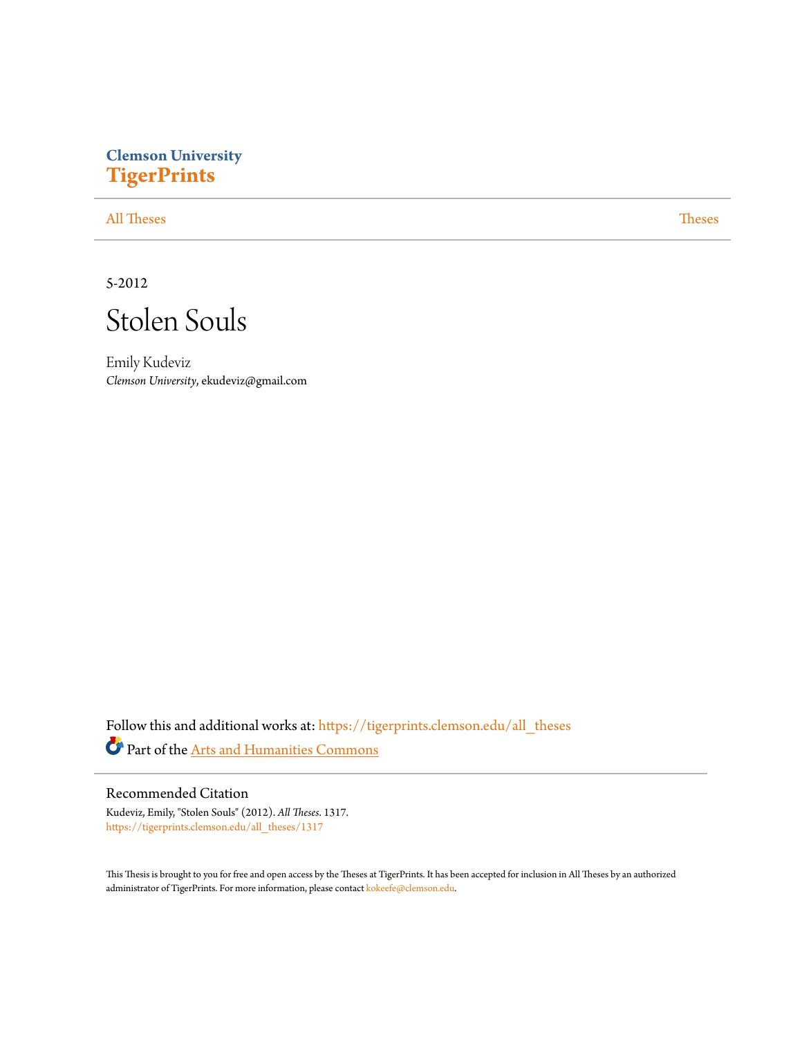Clemson University
**TigerPrints**

All Theses | Theses

5-2012

# Stolen Souls

Emily Kudeviz
*Clemson University*, ekudeviz@gmail.com

Follow this and additional works at: https://tigerprints.clemson.edu/all_theses

Part of the Arts and Humanities Commons

## Recommended Citation

Kudeviz, Emily, "Stolen Souls" (2012). *All Theses*. 1317.
https://tigerprints.clemson.edu/all_theses/1317

This Thesis is brought to you for free and open access by the Theses at TigerPrints. It has been accepted for inclusion in All Theses by an authorized administrator of TigerPrints. For more information, please contact kokeefe@clemson.edu.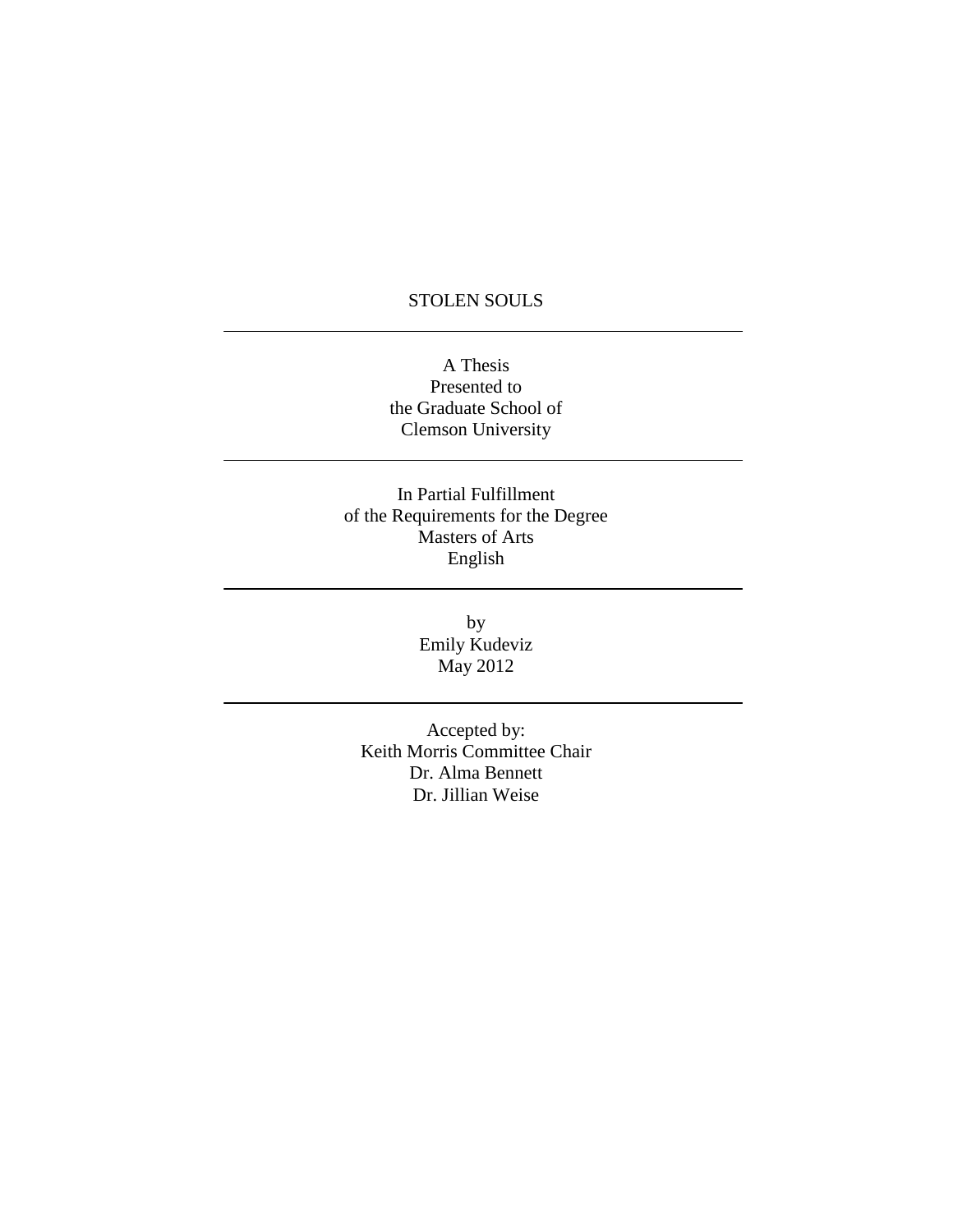# STOLEN SOULS

---

A Thesis
Presented to
the Graduate School of
Clemson University

---

In Partial Fulfillment
of the Requirements for the Degree
Masters of Arts
English

---

by
Emily Kudeviz
May 2012

---

Accepted by:
Keith Morris Committee Chair
Dr. Alma Bennett
Dr. Jillian Weise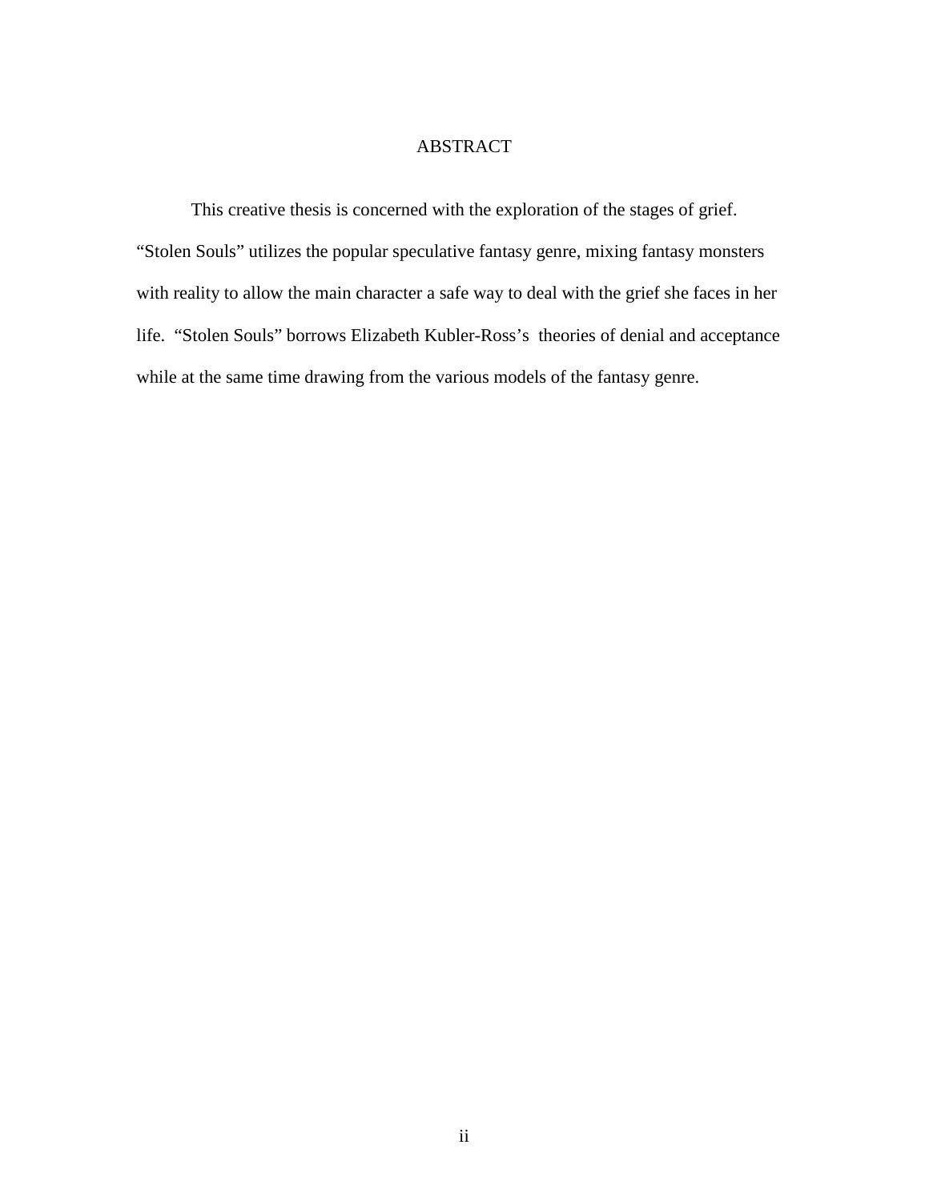# ABSTRACT

This creative thesis is concerned with the exploration of the stages of grief. "Stolen Souls" utilizes the popular speculative fantasy genre, mixing fantasy monsters with reality to allow the main character a safe way to deal with the grief she faces in her life. "Stolen Souls" borrows Elizabeth Kubler-Ross's theories of denial and acceptance while at the same time drawing from the various models of the fantasy genre.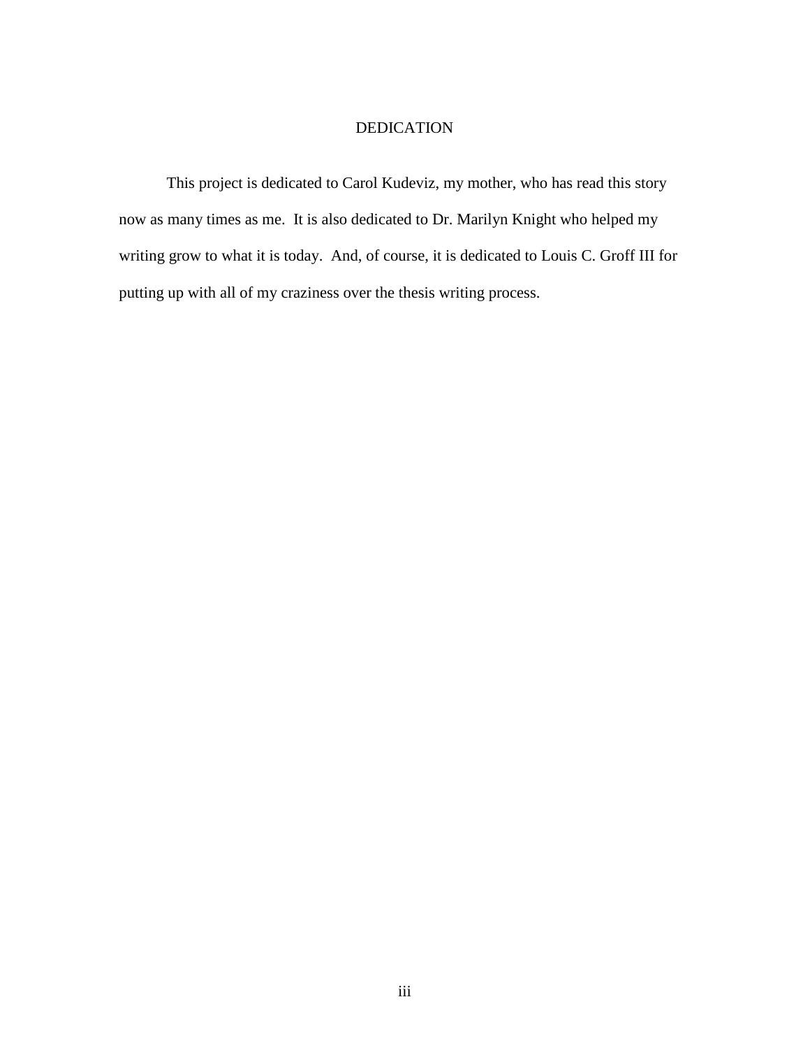# DEDICATION

This project is dedicated to Carol Kudeviz, my mother, who has read this story now as many times as me. It is also dedicated to Dr. Marilyn Knight who helped my writing grow to what it is today. And, of course, it is dedicated to Louis C. Groff III for putting up with all of my craziness over the thesis writing process.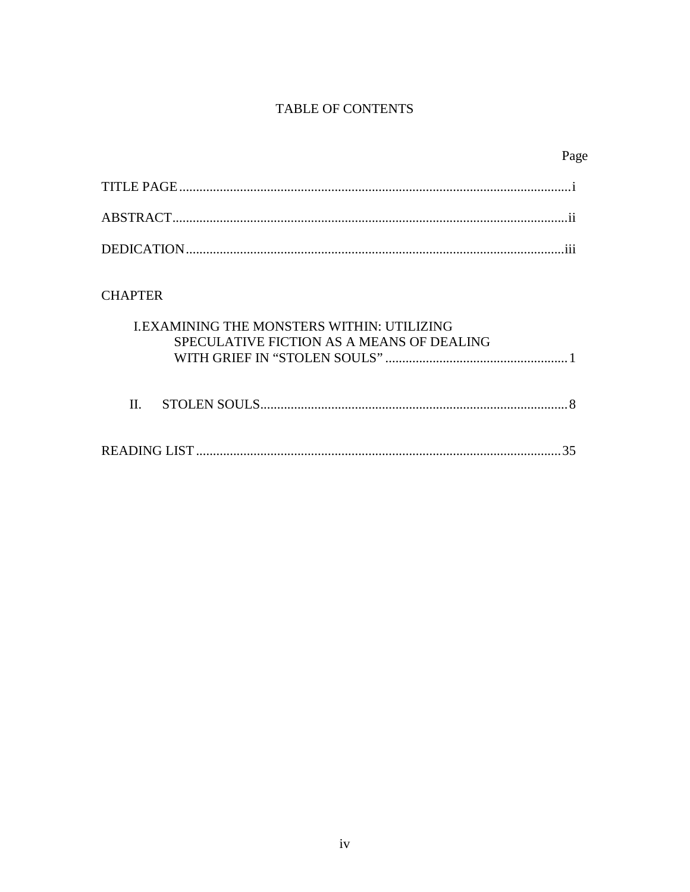# TABLE OF CONTENTS

| | Page |
|---|---|
| TITLE PAGE | i |
| ABSTRACT | ii |
| DEDICATION | iii |
| **CHAPTER** | |
| I. EXAMINING THE MONSTERS WITHIN: UTILIZING SPECULATIVE FICTION AS A MEANS OF DEALING WITH GRIEF IN "STOLEN SOULS" | 1 |
| II. STOLEN SOULS | 8 |
| READING LIST | 35 |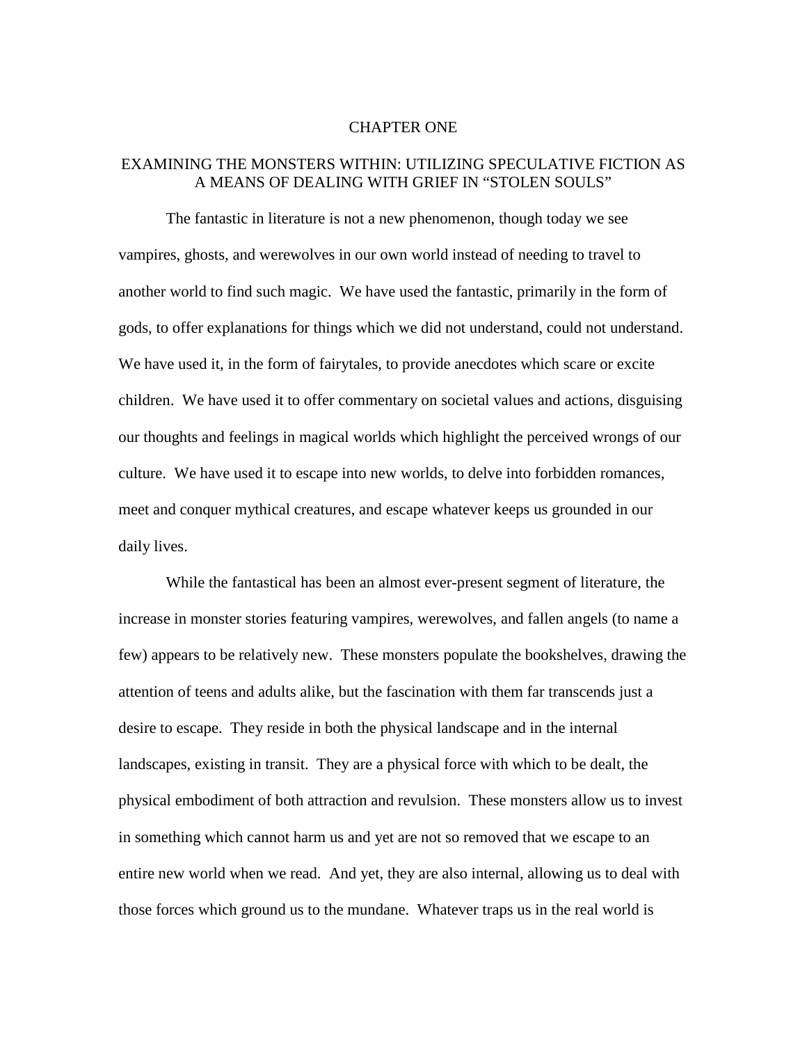# CHAPTER ONE

## EXAMINING THE MONSTERS WITHIN: UTILIZING SPECULATIVE FICTION AS A MEANS OF DEALING WITH GRIEF IN "STOLEN SOULS"

The fantastic in literature is not a new phenomenon, though today we see vampires, ghosts, and werewolves in our own world instead of needing to travel to another world to find such magic. We have used the fantastic, primarily in the form of gods, to offer explanations for things which we did not understand, could not understand. We have used it, in the form of fairytales, to provide anecdotes which scare or excite children. We have used it to offer commentary on societal values and actions, disguising our thoughts and feelings in magical worlds which highlight the perceived wrongs of our culture. We have used it to escape into new worlds, to delve into forbidden romances, meet and conquer mythical creatures, and escape whatever keeps us grounded in our daily lives.

While the fantastical has been an almost ever-present segment of literature, the increase in monster stories featuring vampires, werewolves, and fallen angels (to name a few) appears to be relatively new. These monsters populate the bookshelves, drawing the attention of teens and adults alike, but the fascination with them far transcends just a desire to escape. They reside in both the physical landscape and in the internal landscapes, existing in transit. They are a physical force with which to be dealt, the physical embodiment of both attraction and revulsion. These monsters allow us to invest in something which cannot harm us and yet are not so removed that we escape to an entire new world when we read. And yet, they are also internal, allowing us to deal with those forces which ground us to the mundane. Whatever traps us in the real world is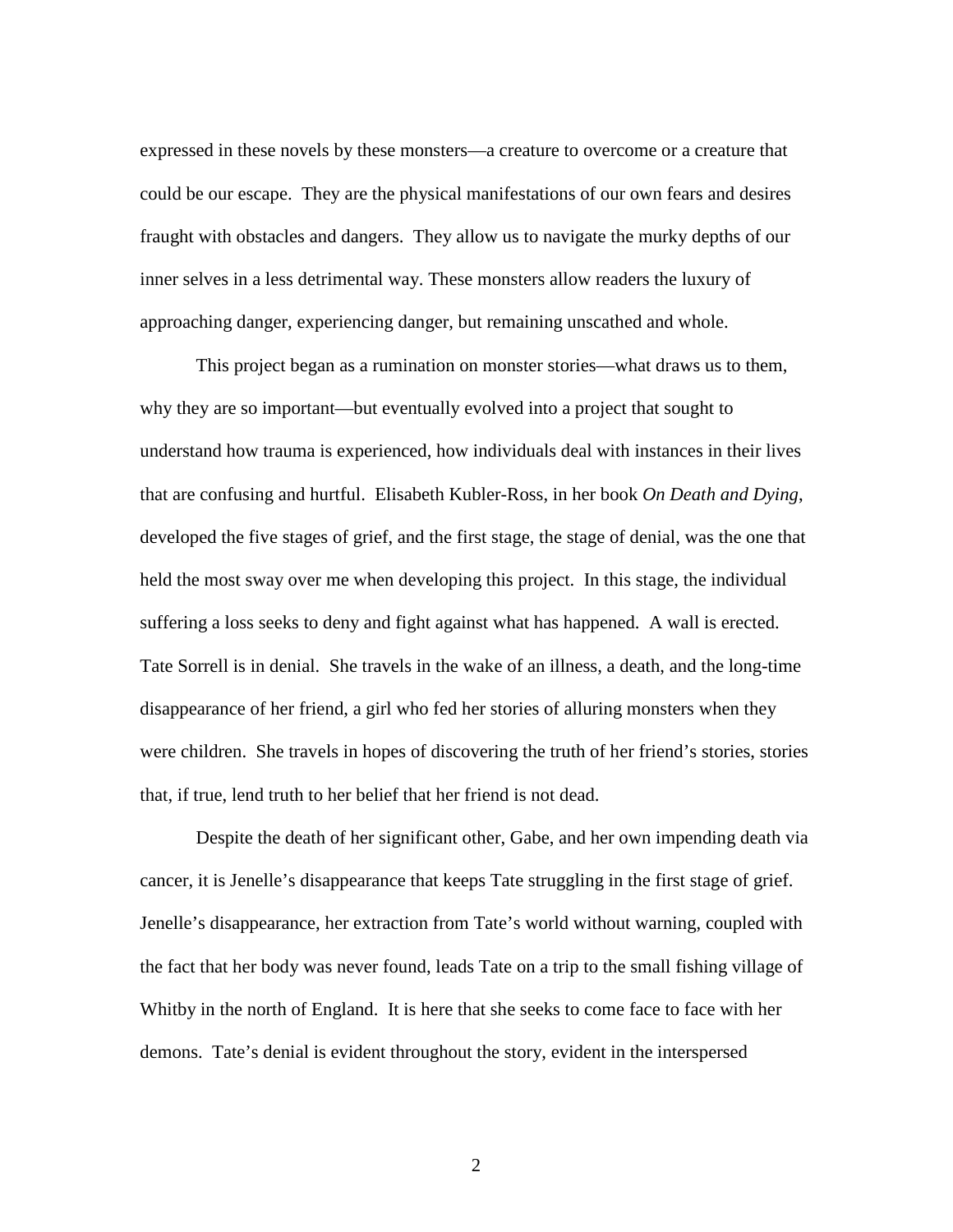expressed in these novels by these monsters—a creature to overcome or a creature that could be our escape. They are the physical manifestations of our own fears and desires fraught with obstacles and dangers. They allow us to navigate the murky depths of our inner selves in a less detrimental way. These monsters allow readers the luxury of approaching danger, experiencing danger, but remaining unscathed and whole.

This project began as a rumination on monster stories—what draws us to them, why they are so important—but eventually evolved into a project that sought to understand how trauma is experienced, how individuals deal with instances in their lives that are confusing and hurtful. Elisabeth Kubler-Ross, in her book *On Death and Dying*, developed the five stages of grief, and the first stage, the stage of denial, was the one that held the most sway over me when developing this project. In this stage, the individual suffering a loss seeks to deny and fight against what has happened. A wall is erected. Tate Sorrell is in denial. She travels in the wake of an illness, a death, and the long-time disappearance of her friend, a girl who fed her stories of alluring monsters when they were children. She travels in hopes of discovering the truth of her friend's stories, stories that, if true, lend truth to her belief that her friend is not dead.

Despite the death of her significant other, Gabe, and her own impending death via cancer, it is Jenelle's disappearance that keeps Tate struggling in the first stage of grief. Jenelle's disappearance, her extraction from Tate's world without warning, coupled with the fact that her body was never found, leads Tate on a trip to the small fishing village of Whitby in the north of England. It is here that she seeks to come face to face with her demons. Tate's denial is evident throughout the story, evident in the interspersed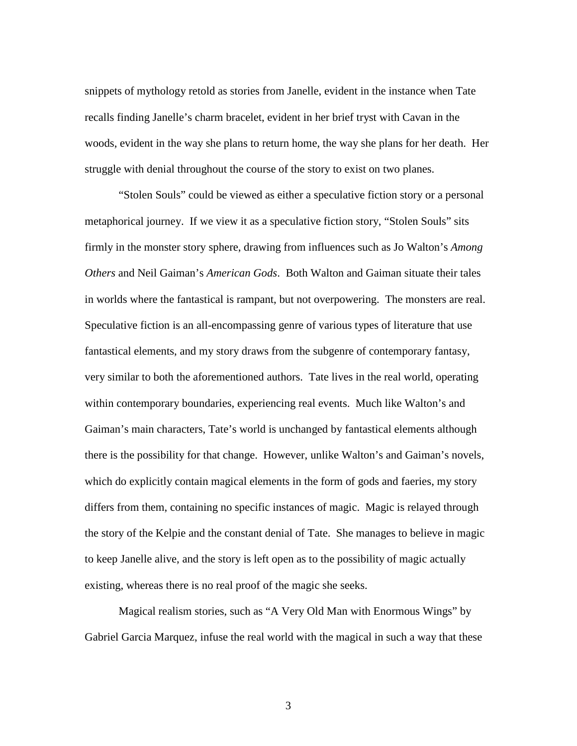snippets of mythology retold as stories from Janelle, evident in the instance when Tate recalls finding Janelle's charm bracelet, evident in her brief tryst with Cavan in the woods, evident in the way she plans to return home, the way she plans for her death. Her struggle with denial throughout the course of the story to exist on two planes.

"Stolen Souls" could be viewed as either a speculative fiction story or a personal metaphorical journey. If we view it as a speculative fiction story, "Stolen Souls" sits firmly in the monster story sphere, drawing from influences such as Jo Walton's *Among Others* and Neil Gaiman's *American Gods*. Both Walton and Gaiman situate their tales in worlds where the fantastical is rampant, but not overpowering. The monsters are real. Speculative fiction is an all-encompassing genre of various types of literature that use fantastical elements, and my story draws from the subgenre of contemporary fantasy, very similar to both the aforementioned authors. Tate lives in the real world, operating within contemporary boundaries, experiencing real events. Much like Walton's and Gaiman's main characters, Tate's world is unchanged by fantastical elements although there is the possibility for that change. However, unlike Walton's and Gaiman's novels, which do explicitly contain magical elements in the form of gods and faeries, my story differs from them, containing no specific instances of magic. Magic is relayed through the story of the Kelpie and the constant denial of Tate. She manages to believe in magic to keep Janelle alive, and the story is left open as to the possibility of magic actually existing, whereas there is no real proof of the magic she seeks.

Magical realism stories, such as "A Very Old Man with Enormous Wings" by Gabriel Garcia Marquez, infuse the real world with the magical in such a way that these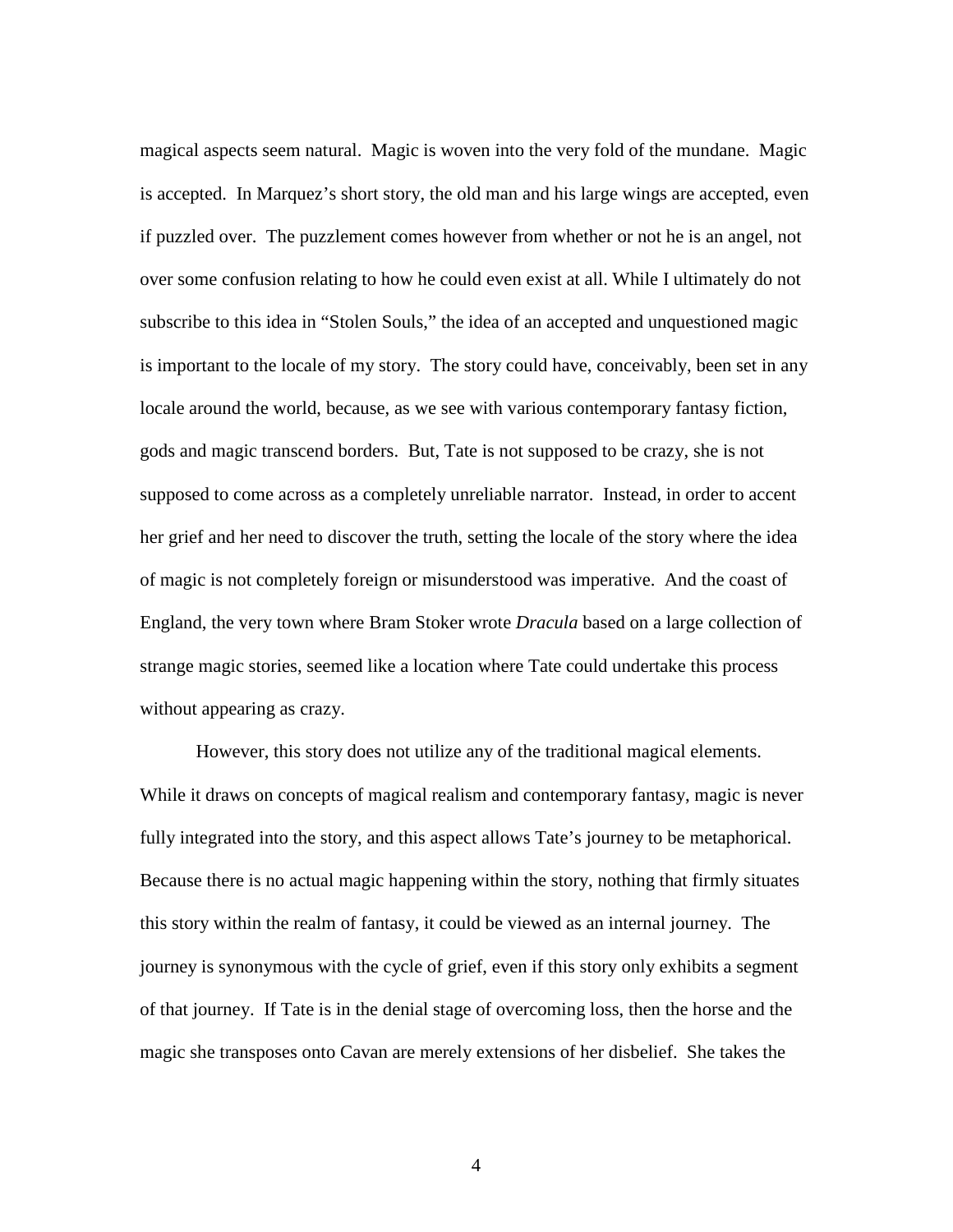magical aspects seem natural. Magic is woven into the very fold of the mundane. Magic is accepted. In Marquez's short story, the old man and his large wings are accepted, even if puzzled over. The puzzlement comes however from whether or not he is an angel, not over some confusion relating to how he could even exist at all. While I ultimately do not subscribe to this idea in "Stolen Souls," the idea of an accepted and unquestioned magic is important to the locale of my story. The story could have, conceivably, been set in any locale around the world, because, as we see with various contemporary fantasy fiction, gods and magic transcend borders. But, Tate is not supposed to be crazy, she is not supposed to come across as a completely unreliable narrator. Instead, in order to accent her grief and her need to discover the truth, setting the locale of the story where the idea of magic is not completely foreign or misunderstood was imperative. And the coast of England, the very town where Bram Stoker wrote *Dracula* based on a large collection of strange magic stories, seemed like a location where Tate could undertake this process without appearing as crazy.

However, this story does not utilize any of the traditional magical elements. While it draws on concepts of magical realism and contemporary fantasy, magic is never fully integrated into the story, and this aspect allows Tate's journey to be metaphorical. Because there is no actual magic happening within the story, nothing that firmly situates this story within the realm of fantasy, it could be viewed as an internal journey. The journey is synonymous with the cycle of grief, even if this story only exhibits a segment of that journey. If Tate is in the denial stage of overcoming loss, then the horse and the magic she transposes onto Cavan are merely extensions of her disbelief. She takes the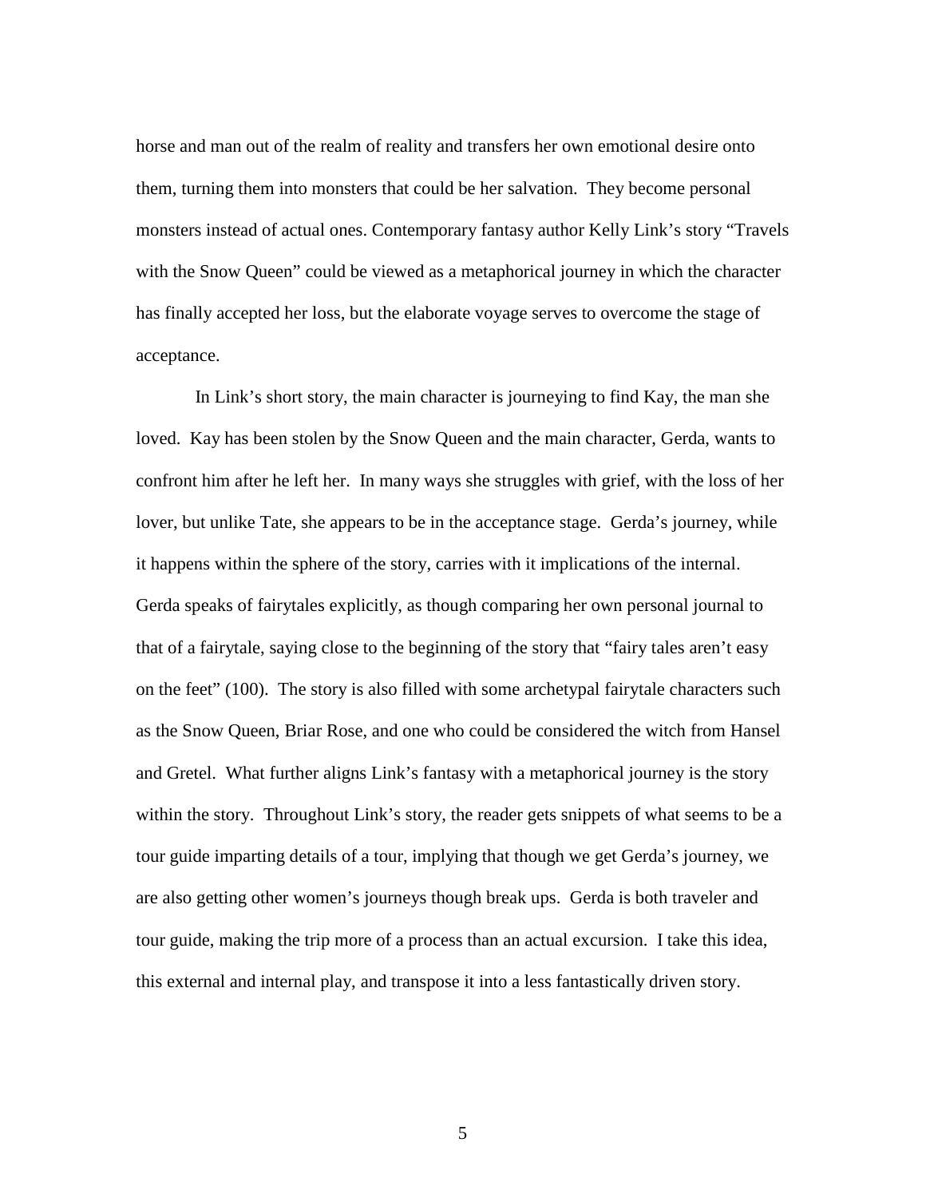horse and man out of the realm of reality and transfers her own emotional desire onto them, turning them into monsters that could be her salvation. They become personal monsters instead of actual ones. Contemporary fantasy author Kelly Link's story "Travels with the Snow Queen" could be viewed as a metaphorical journey in which the character has finally accepted her loss, but the elaborate voyage serves to overcome the stage of acceptance.

In Link's short story, the main character is journeying to find Kay, the man she loved. Kay has been stolen by the Snow Queen and the main character, Gerda, wants to confront him after he left her. In many ways she struggles with grief, with the loss of her lover, but unlike Tate, she appears to be in the acceptance stage. Gerda's journey, while it happens within the sphere of the story, carries with it implications of the internal. Gerda speaks of fairytales explicitly, as though comparing her own personal journal to that of a fairytale, saying close to the beginning of the story that "fairy tales aren't easy on the feet" (100). The story is also filled with some archetypal fairytale characters such as the Snow Queen, Briar Rose, and one who could be considered the witch from Hansel and Gretel. What further aligns Link's fantasy with a metaphorical journey is the story within the story. Throughout Link's story, the reader gets snippets of what seems to be a tour guide imparting details of a tour, implying that though we get Gerda's journey, we are also getting other women's journeys though break ups. Gerda is both traveler and tour guide, making the trip more of a process than an actual excursion. I take this idea, this external and internal play, and transpose it into a less fantastically driven story.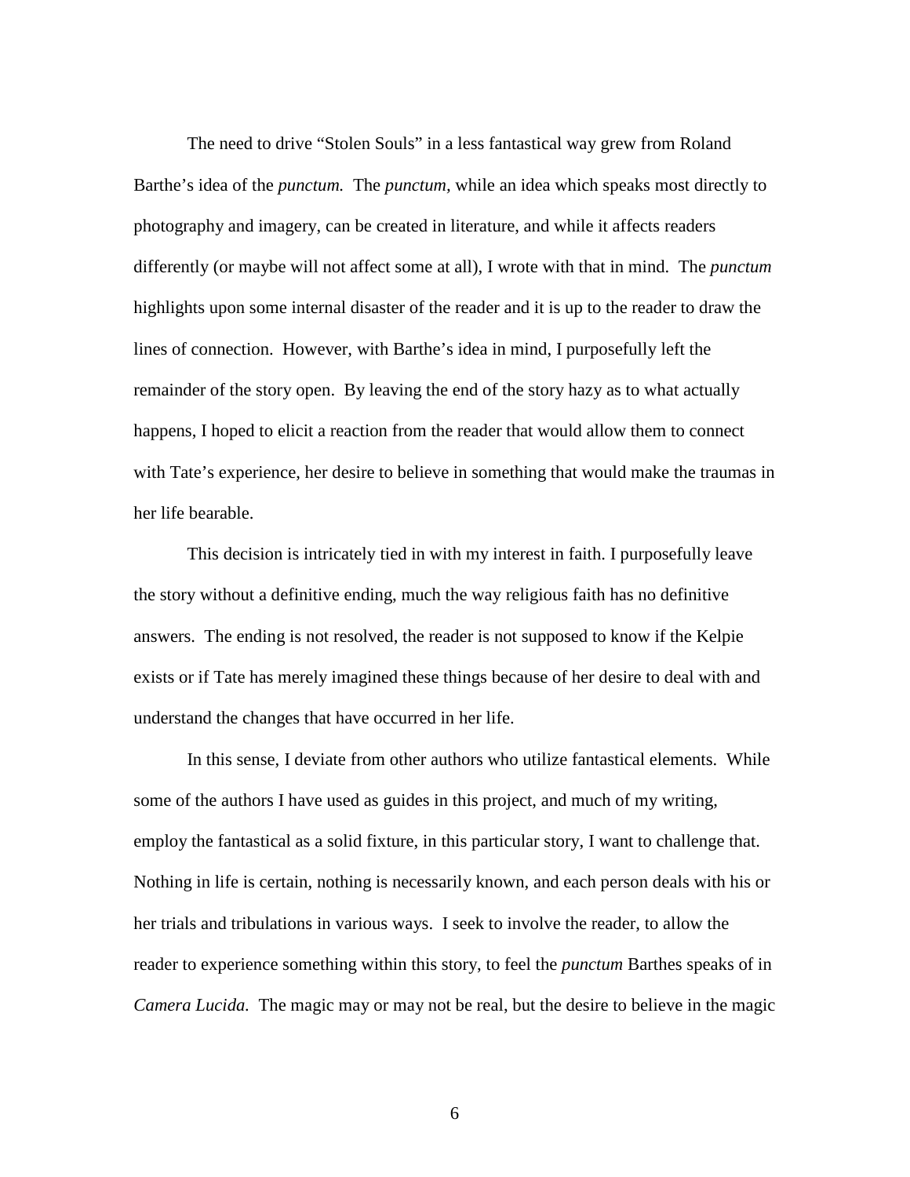The need to drive "Stolen Souls" in a less fantastical way grew from Roland Barthe's idea of the *punctum.* The *punctum,* while an idea which speaks most directly to photography and imagery, can be created in literature, and while it affects readers differently (or maybe will not affect some at all), I wrote with that in mind. The *punctum* highlights upon some internal disaster of the reader and it is up to the reader to draw the lines of connection. However, with Barthe's idea in mind, I purposefully left the remainder of the story open. By leaving the end of the story hazy as to what actually happens, I hoped to elicit a reaction from the reader that would allow them to connect with Tate's experience, her desire to believe in something that would make the traumas in her life bearable.

This decision is intricately tied in with my interest in faith. I purposefully leave the story without a definitive ending, much the way religious faith has no definitive answers. The ending is not resolved, the reader is not supposed to know if the Kelpie exists or if Tate has merely imagined these things because of her desire to deal with and understand the changes that have occurred in her life.

In this sense, I deviate from other authors who utilize fantastical elements. While some of the authors I have used as guides in this project, and much of my writing, employ the fantastical as a solid fixture, in this particular story, I want to challenge that. Nothing in life is certain, nothing is necessarily known, and each person deals with his or her trials and tribulations in various ways. I seek to involve the reader, to allow the reader to experience something within this story, to feel the *punctum* Barthes speaks of in *Camera Lucida.* The magic may or may not be real, but the desire to believe in the magic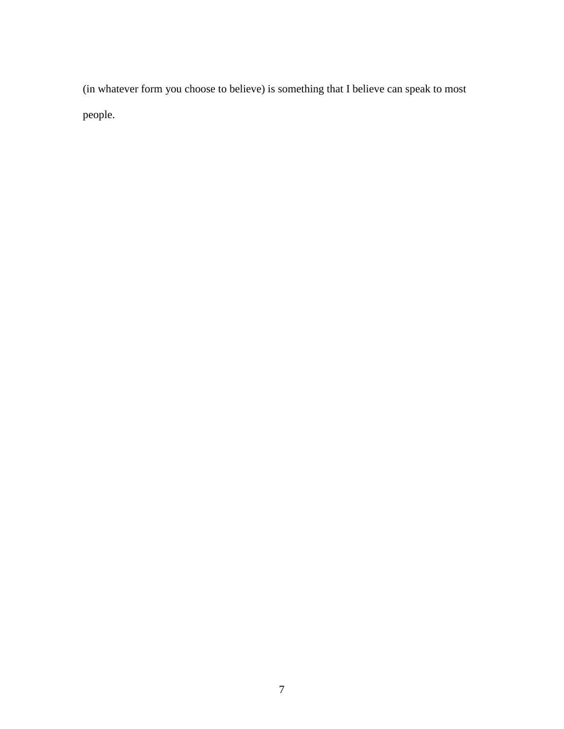(in whatever form you choose to believe) is something that I believe can speak to most people.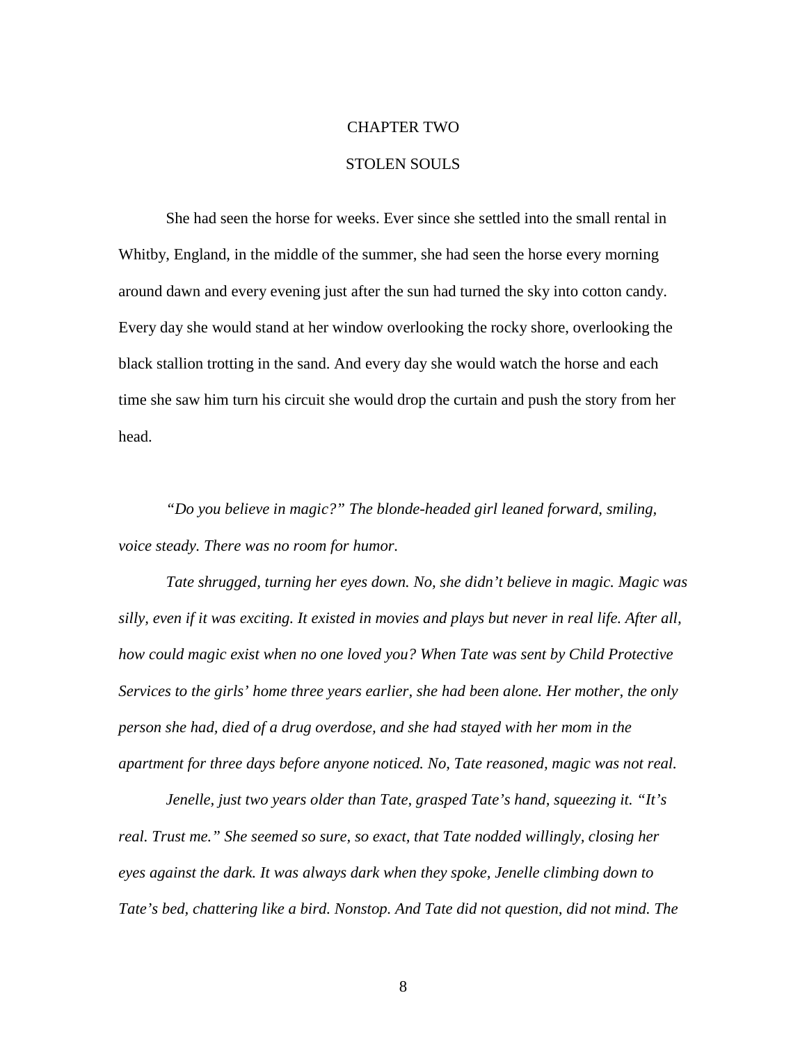# CHAPTER TWO

## STOLEN SOULS

She had seen the horse for weeks. Ever since she settled into the small rental in Whitby, England, in the middle of the summer, she had seen the horse every morning around dawn and every evening just after the sun had turned the sky into cotton candy. Every day she would stand at her window overlooking the rocky shore, overlooking the black stallion trotting in the sand. And every day she would watch the horse and each time she saw him turn his circuit she would drop the curtain and push the story from her head.

*"Do you believe in magic?" The blonde-headed girl leaned forward, smiling, voice steady. There was no room for humor.*

*Tate shrugged, turning her eyes down. No, she didn't believe in magic. Magic was silly, even if it was exciting. It existed in movies and plays but never in real life. After all, how could magic exist when no one loved you? When Tate was sent by Child Protective Services to the girls' home three years earlier, she had been alone. Her mother, the only person she had, died of a drug overdose, and she had stayed with her mom in the apartment for three days before anyone noticed. No, Tate reasoned, magic was not real.*

*Jenelle, just two years older than Tate, grasped Tate's hand, squeezing it. "It's real. Trust me." She seemed so sure, so exact, that Tate nodded willingly, closing her eyes against the dark. It was always dark when they spoke, Jenelle climbing down to Tate's bed, chattering like a bird. Nonstop. And Tate did not question, did not mind. The*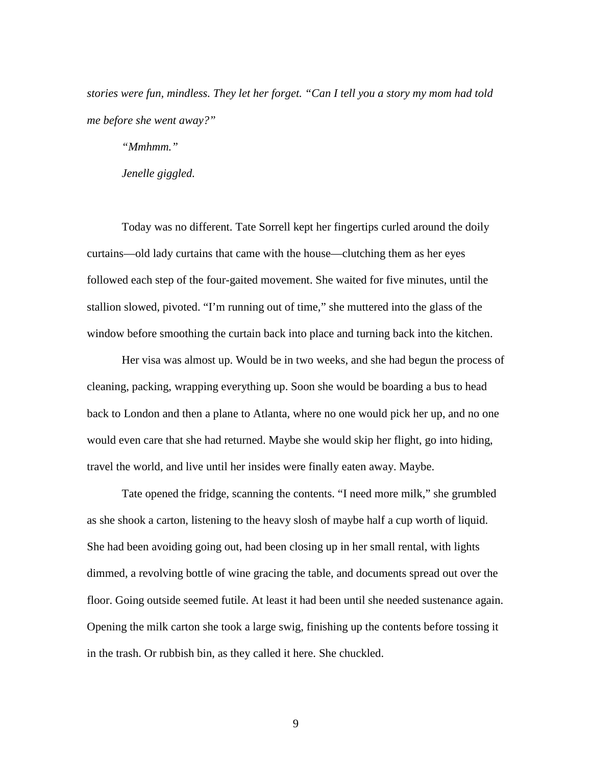*stories were fun, mindless. They let her forget. "Can I tell you a story my mom had told me before she went away?"*

*"Mmhmm."*

*Jenelle giggled.*

Today was no different. Tate Sorrell kept her fingertips curled around the doily curtains—old lady curtains that came with the house—clutching them as her eyes followed each step of the four-gaited movement. She waited for five minutes, until the stallion slowed, pivoted. "I'm running out of time," she muttered into the glass of the window before smoothing the curtain back into place and turning back into the kitchen.

Her visa was almost up. Would be in two weeks, and she had begun the process of cleaning, packing, wrapping everything up. Soon she would be boarding a bus to head back to London and then a plane to Atlanta, where no one would pick her up, and no one would even care that she had returned. Maybe she would skip her flight, go into hiding, travel the world, and live until her insides were finally eaten away. Maybe.

Tate opened the fridge, scanning the contents. "I need more milk," she grumbled as she shook a carton, listening to the heavy slosh of maybe half a cup worth of liquid. She had been avoiding going out, had been closing up in her small rental, with lights dimmed, a revolving bottle of wine gracing the table, and documents spread out over the floor. Going outside seemed futile. At least it had been until she needed sustenance again. Opening the milk carton she took a large swig, finishing up the contents before tossing it in the trash. Or rubbish bin, as they called it here. She chuckled.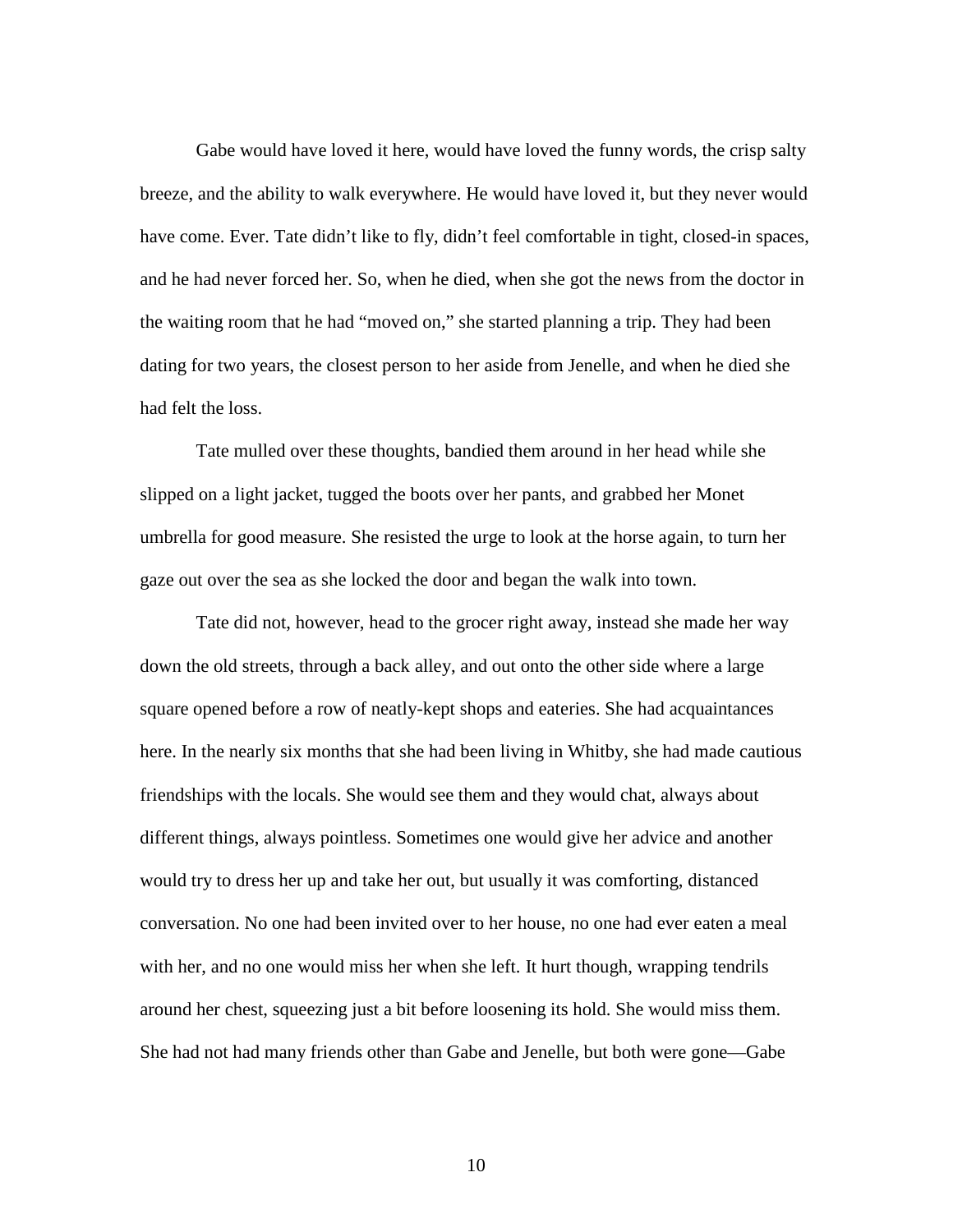Gabe would have loved it here, would have loved the funny words, the crisp salty breeze, and the ability to walk everywhere. He would have loved it, but they never would have come. Ever. Tate didn't like to fly, didn't feel comfortable in tight, closed-in spaces, and he had never forced her. So, when he died, when she got the news from the doctor in the waiting room that he had "moved on," she started planning a trip. They had been dating for two years, the closest person to her aside from Jenelle, and when he died she had felt the loss.

Tate mulled over these thoughts, bandied them around in her head while she slipped on a light jacket, tugged the boots over her pants, and grabbed her Monet umbrella for good measure. She resisted the urge to look at the horse again, to turn her gaze out over the sea as she locked the door and began the walk into town.

Tate did not, however, head to the grocer right away, instead she made her way down the old streets, through a back alley, and out onto the other side where a large square opened before a row of neatly-kept shops and eateries. She had acquaintances here. In the nearly six months that she had been living in Whitby, she had made cautious friendships with the locals. She would see them and they would chat, always about different things, always pointless. Sometimes one would give her advice and another would try to dress her up and take her out, but usually it was comforting, distanced conversation. No one had been invited over to her house, no one had ever eaten a meal with her, and no one would miss her when she left. It hurt though, wrapping tendrils around her chest, squeezing just a bit before loosening its hold. She would miss them. She had not had many friends other than Gabe and Jenelle, but both were gone—Gabe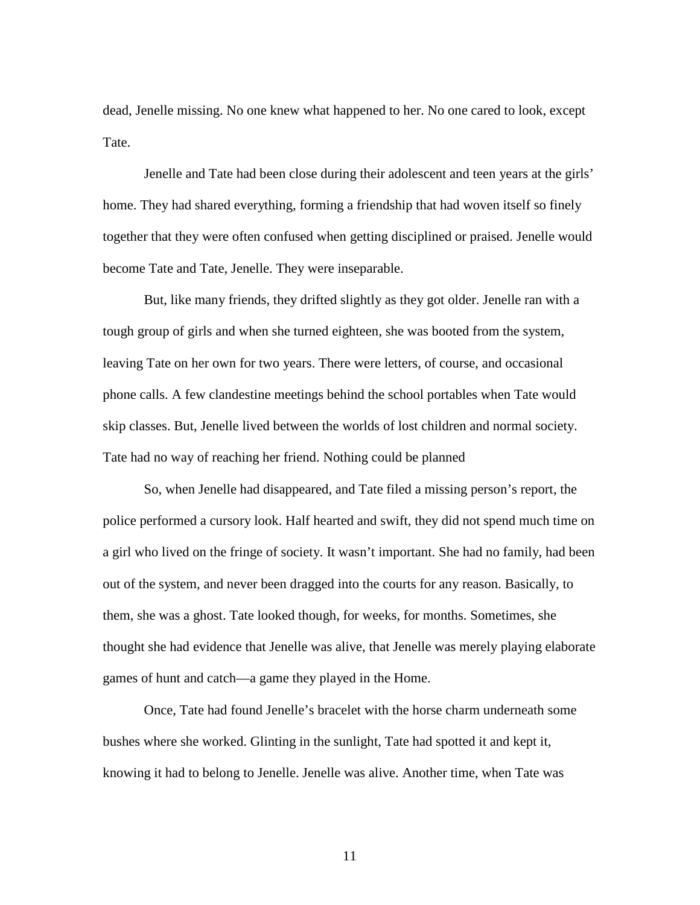dead, Jenelle missing. No one knew what happened to her. No one cared to look, except Tate.

Jenelle and Tate had been close during their adolescent and teen years at the girls' home. They had shared everything, forming a friendship that had woven itself so finely together that they were often confused when getting disciplined or praised. Jenelle would become Tate and Tate, Jenelle. They were inseparable.

But, like many friends, they drifted slightly as they got older. Jenelle ran with a tough group of girls and when she turned eighteen, she was booted from the system, leaving Tate on her own for two years. There were letters, of course, and occasional phone calls. A few clandestine meetings behind the school portables when Tate would skip classes. But, Jenelle lived between the worlds of lost children and normal society. Tate had no way of reaching her friend. Nothing could be planned

So, when Jenelle had disappeared, and Tate filed a missing person's report, the police performed a cursory look. Half hearted and swift, they did not spend much time on a girl who lived on the fringe of society. It wasn't important. She had no family, had been out of the system, and never been dragged into the courts for any reason. Basically, to them, she was a ghost. Tate looked though, for weeks, for months. Sometimes, she thought she had evidence that Jenelle was alive, that Jenelle was merely playing elaborate games of hunt and catch—a game they played in the Home.

Once, Tate had found Jenelle's bracelet with the horse charm underneath some bushes where she worked. Glinting in the sunlight, Tate had spotted it and kept it, knowing it had to belong to Jenelle. Jenelle was alive. Another time, when Tate was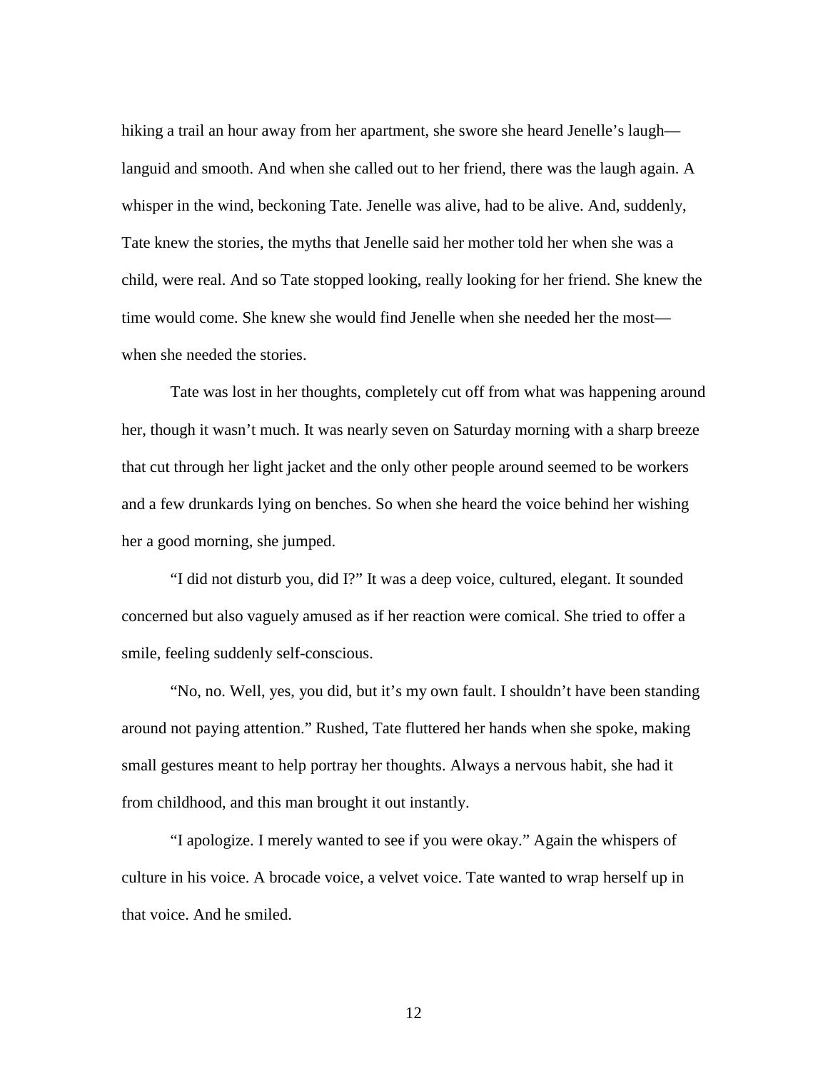hiking a trail an hour away from her apartment, she swore she heard Jenelle's laugh—languid and smooth. And when she called out to her friend, there was the laugh again. A whisper in the wind, beckoning Tate. Jenelle was alive, had to be alive. And, suddenly, Tate knew the stories, the myths that Jenelle said her mother told her when she was a child, were real. And so Tate stopped looking, really looking for her friend. She knew the time would come. She knew she would find Jenelle when she needed her the most—when she needed the stories.

Tate was lost in her thoughts, completely cut off from what was happening around her, though it wasn't much. It was nearly seven on Saturday morning with a sharp breeze that cut through her light jacket and the only other people around seemed to be workers and a few drunkards lying on benches. So when she heard the voice behind her wishing her a good morning, she jumped.

"I did not disturb you, did I?" It was a deep voice, cultured, elegant. It sounded concerned but also vaguely amused as if her reaction were comical. She tried to offer a smile, feeling suddenly self-conscious.

"No, no. Well, yes, you did, but it's my own fault. I shouldn't have been standing around not paying attention." Rushed, Tate fluttered her hands when she spoke, making small gestures meant to help portray her thoughts. Always a nervous habit, she had it from childhood, and this man brought it out instantly.

"I apologize. I merely wanted to see if you were okay." Again the whispers of culture in his voice. A brocade voice, a velvet voice. Tate wanted to wrap herself up in that voice. And he smiled.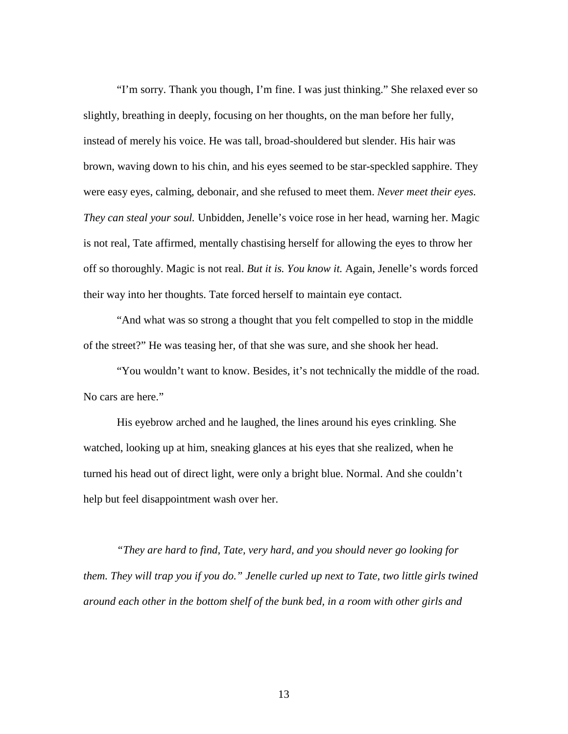"I'm sorry. Thank you though, I'm fine. I was just thinking." She relaxed ever so slightly, breathing in deeply, focusing on her thoughts, on the man before her fully, instead of merely his voice. He was tall, broad-shouldered but slender. His hair was brown, waving down to his chin, and his eyes seemed to be star-speckled sapphire. They were easy eyes, calming, debonair, and she refused to meet them. *Never meet their eyes. They can steal your soul.* Unbidden, Jenelle's voice rose in her head, warning her. Magic is not real, Tate affirmed, mentally chastising herself for allowing the eyes to throw her off so thoroughly. Magic is not real. *But it is. You know it.* Again, Jenelle's words forced their way into her thoughts. Tate forced herself to maintain eye contact.

"And what was so strong a thought that you felt compelled to stop in the middle of the street?" He was teasing her, of that she was sure, and she shook her head.

"You wouldn't want to know. Besides, it's not technically the middle of the road. No cars are here."

His eyebrow arched and he laughed, the lines around his eyes crinkling. She watched, looking up at him, sneaking glances at his eyes that she realized, when he turned his head out of direct light, were only a bright blue. Normal. And she couldn't help but feel disappointment wash over her.

*"They are hard to find, Tate, very hard, and you should never go looking for them. They will trap you if you do." Jenelle curled up next to Tate, two little girls twined around each other in the bottom shelf of the bunk bed, in a room with other girls and*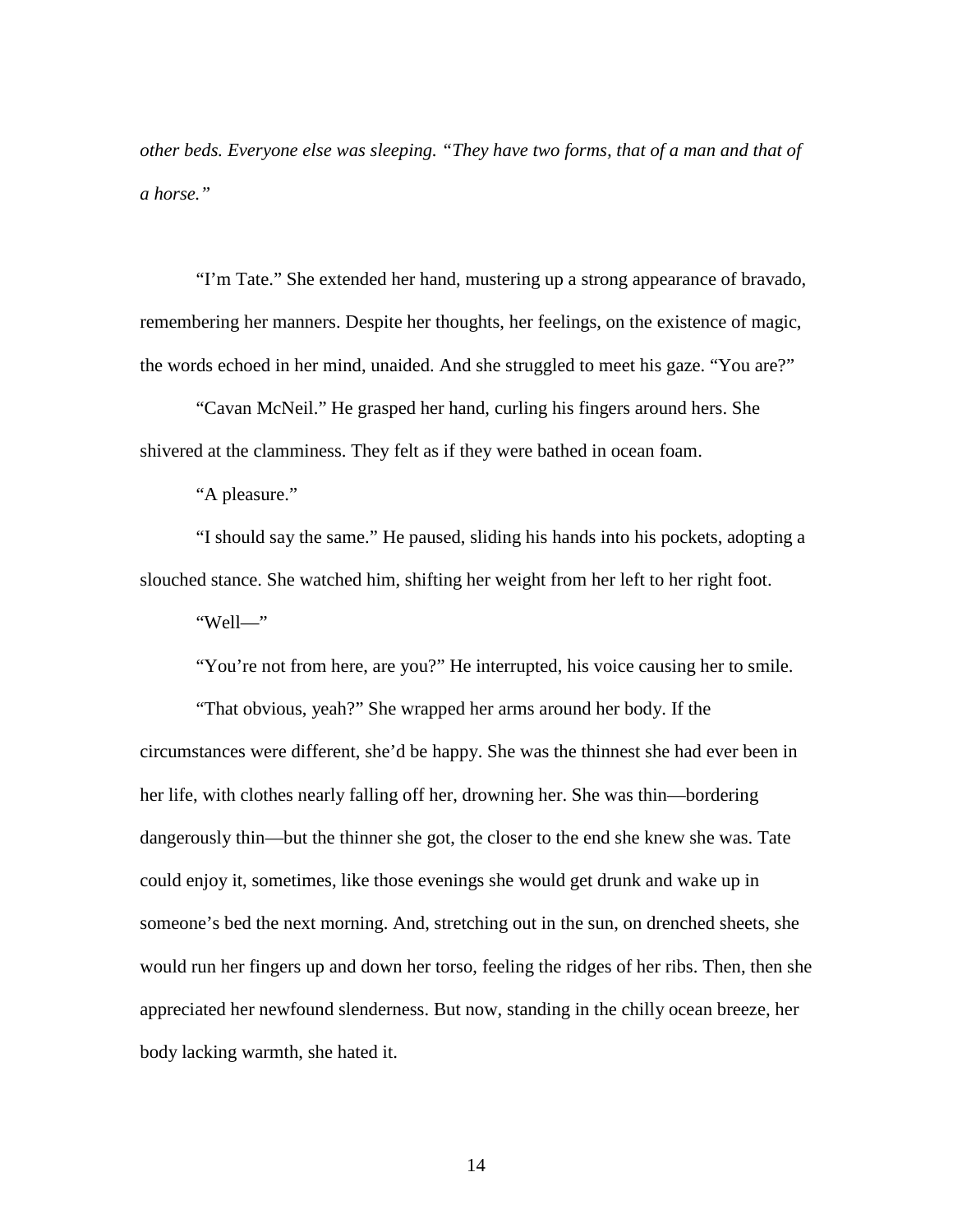*other beds. Everyone else was sleeping. "They have two forms, that of a man and that of a horse."*

"I'm Tate." She extended her hand, mustering up a strong appearance of bravado, remembering her manners. Despite her thoughts, her feelings, on the existence of magic, the words echoed in her mind, unaided. And she struggled to meet his gaze. "You are?"

"Cavan McNeil." He grasped her hand, curling his fingers around hers. She shivered at the clamminess. They felt as if they were bathed in ocean foam.

"A pleasure."

"I should say the same." He paused, sliding his hands into his pockets, adopting a slouched stance. She watched him, shifting her weight from her left to her right foot.

"Well—"

"You're not from here, are you?" He interrupted, his voice causing her to smile.

"That obvious, yeah?" She wrapped her arms around her body. If the circumstances were different, she'd be happy. She was the thinnest she had ever been in her life, with clothes nearly falling off her, drowning her. She was thin—bordering dangerously thin—but the thinner she got, the closer to the end she knew she was. Tate could enjoy it, sometimes, like those evenings she would get drunk and wake up in someone's bed the next morning. And, stretching out in the sun, on drenched sheets, she would run her fingers up and down her torso, feeling the ridges of her ribs. Then, then she appreciated her newfound slenderness. But now, standing in the chilly ocean breeze, her body lacking warmth, she hated it.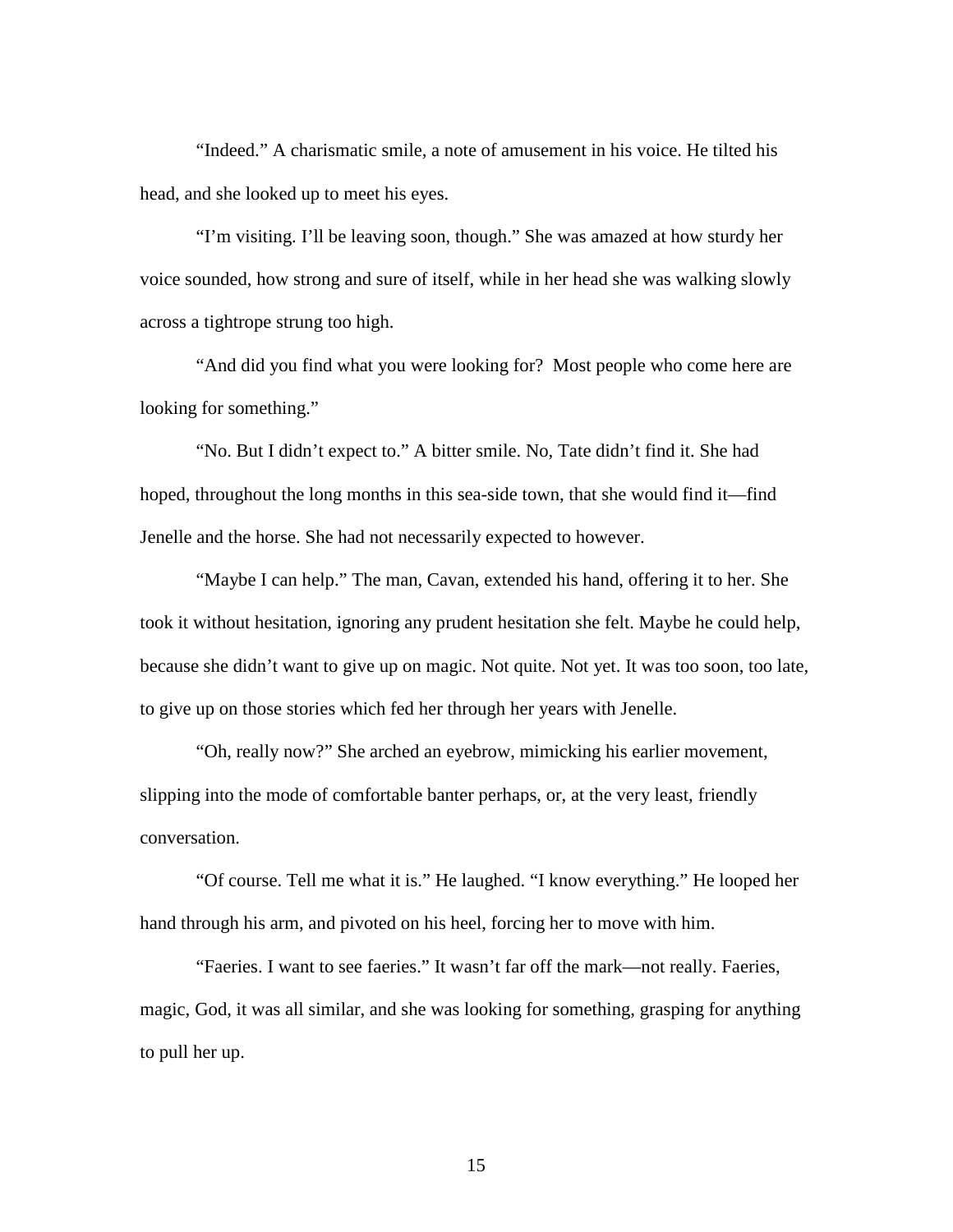"Indeed." A charismatic smile, a note of amusement in his voice. He tilted his head, and she looked up to meet his eyes.

"I'm visiting. I'll be leaving soon, though." She was amazed at how sturdy her voice sounded, how strong and sure of itself, while in her head she was walking slowly across a tightrope strung too high.

"And did you find what you were looking for? Most people who come here are looking for something."

"No. But I didn't expect to." A bitter smile. No, Tate didn't find it. She had hoped, throughout the long months in this sea-side town, that she would find it—find Jenelle and the horse. She had not necessarily expected to however.

"Maybe I can help." The man, Cavan, extended his hand, offering it to her. She took it without hesitation, ignoring any prudent hesitation she felt. Maybe he could help, because she didn't want to give up on magic. Not quite. Not yet. It was too soon, too late, to give up on those stories which fed her through her years with Jenelle.

"Oh, really now?" She arched an eyebrow, mimicking his earlier movement, slipping into the mode of comfortable banter perhaps, or, at the very least, friendly conversation.

"Of course. Tell me what it is." He laughed. "I know everything." He looped her hand through his arm, and pivoted on his heel, forcing her to move with him.

"Faeries. I want to see faeries." It wasn't far off the mark—not really. Faeries, magic, God, it was all similar, and she was looking for something, grasping for anything to pull her up.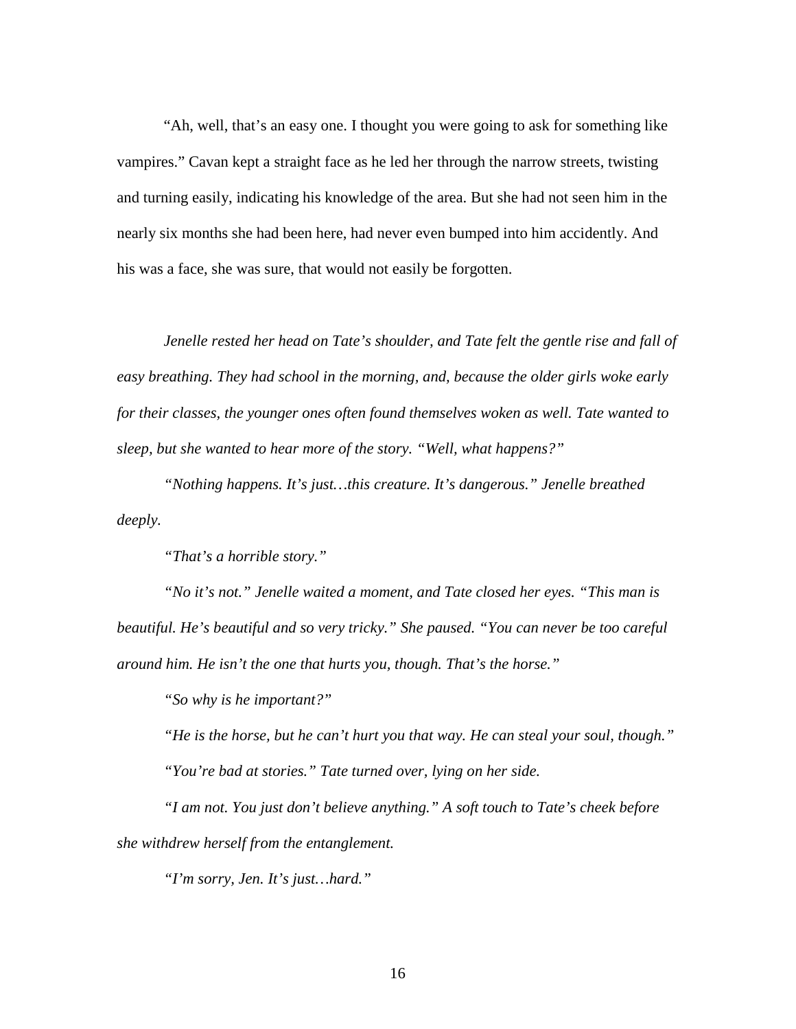"Ah, well, that's an easy one. I thought you were going to ask for something like vampires." Cavan kept a straight face as he led her through the narrow streets, twisting and turning easily, indicating his knowledge of the area. But she had not seen him in the nearly six months she had been here, had never even bumped into him accidently. And his was a face, she was sure, that would not easily be forgotten.

*Jenelle rested her head on Tate's shoulder, and Tate felt the gentle rise and fall of easy breathing. They had school in the morning, and, because the older girls woke early for their classes, the younger ones often found themselves woken as well. Tate wanted to sleep, but she wanted to hear more of the story. "Well, what happens?"*

*"Nothing happens. It's just…this creature. It's dangerous." Jenelle breathed deeply.*

*"That's a horrible story."*

*"No it's not." Jenelle waited a moment, and Tate closed her eyes. "This man is beautiful. He's beautiful and so very tricky." She paused. "You can never be too careful around him. He isn't the one that hurts you, though. That's the horse."*

*"So why is he important?"*

*"He is the horse, but he can't hurt you that way. He can steal your soul, though."*

*"You're bad at stories." Tate turned over, lying on her side.*

*"I am not. You just don't believe anything." A soft touch to Tate's cheek before she withdrew herself from the entanglement.*

*"I'm sorry, Jen. It's just…hard."*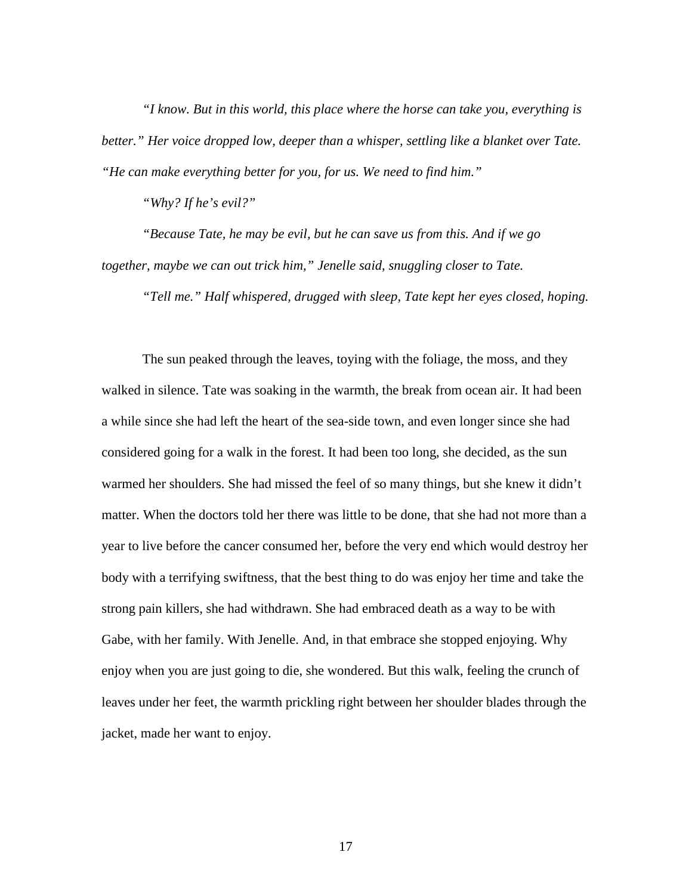*"I know. But in this world, this place where the horse can take you, everything is better." Her voice dropped low, deeper than a whisper, settling like a blanket over Tate. "He can make everything better for you, for us. We need to find him."*

*"Why? If he's evil?"*

*"Because Tate, he may be evil, but he can save us from this. And if we go together, maybe we can out trick him," Jenelle said, snuggling closer to Tate.*

*"Tell me." Half whispered, drugged with sleep, Tate kept her eyes closed, hoping.*

The sun peaked through the leaves, toying with the foliage, the moss, and they walked in silence. Tate was soaking in the warmth, the break from ocean air. It had been a while since she had left the heart of the sea-side town, and even longer since she had considered going for a walk in the forest. It had been too long, she decided, as the sun warmed her shoulders. She had missed the feel of so many things, but she knew it didn't matter. When the doctors told her there was little to be done, that she had not more than a year to live before the cancer consumed her, before the very end which would destroy her body with a terrifying swiftness, that the best thing to do was enjoy her time and take the strong pain killers, she had withdrawn. She had embraced death as a way to be with Gabe, with her family. With Jenelle. And, in that embrace she stopped enjoying. Why enjoy when you are just going to die, she wondered. But this walk, feeling the crunch of leaves under her feet, the warmth prickling right between her shoulder blades through the jacket, made her want to enjoy.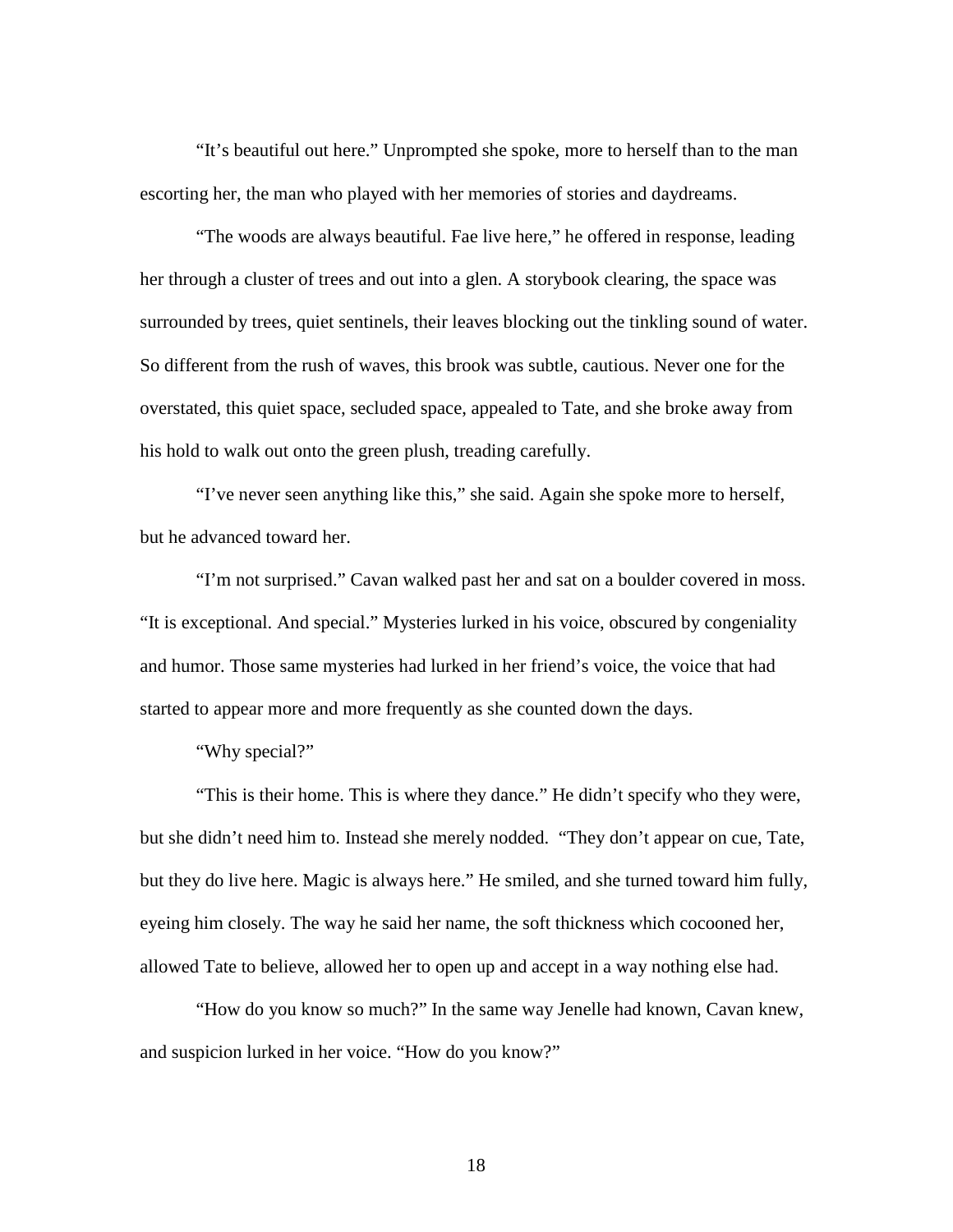"It's beautiful out here." Unprompted she spoke, more to herself than to the man escorting her, the man who played with her memories of stories and daydreams.

"The woods are always beautiful. Fae live here," he offered in response, leading her through a cluster of trees and out into a glen. A storybook clearing, the space was surrounded by trees, quiet sentinels, their leaves blocking out the tinkling sound of water. So different from the rush of waves, this brook was subtle, cautious. Never one for the overstated, this quiet space, secluded space, appealed to Tate, and she broke away from his hold to walk out onto the green plush, treading carefully.

"I've never seen anything like this," she said. Again she spoke more to herself, but he advanced toward her.

"I'm not surprised." Cavan walked past her and sat on a boulder covered in moss. "It is exceptional. And special." Mysteries lurked in his voice, obscured by congeniality and humor. Those same mysteries had lurked in her friend's voice, the voice that had started to appear more and more frequently as she counted down the days.

"Why special?"

"This is their home. This is where they dance." He didn't specify who they were, but she didn't need him to. Instead she merely nodded. "They don't appear on cue, Tate, but they do live here. Magic is always here." He smiled, and she turned toward him fully, eyeing him closely. The way he said her name, the soft thickness which cocooned her, allowed Tate to believe, allowed her to open up and accept in a way nothing else had.

"How do you know so much?" In the same way Jenelle had known, Cavan knew, and suspicion lurked in her voice. "How do you know?"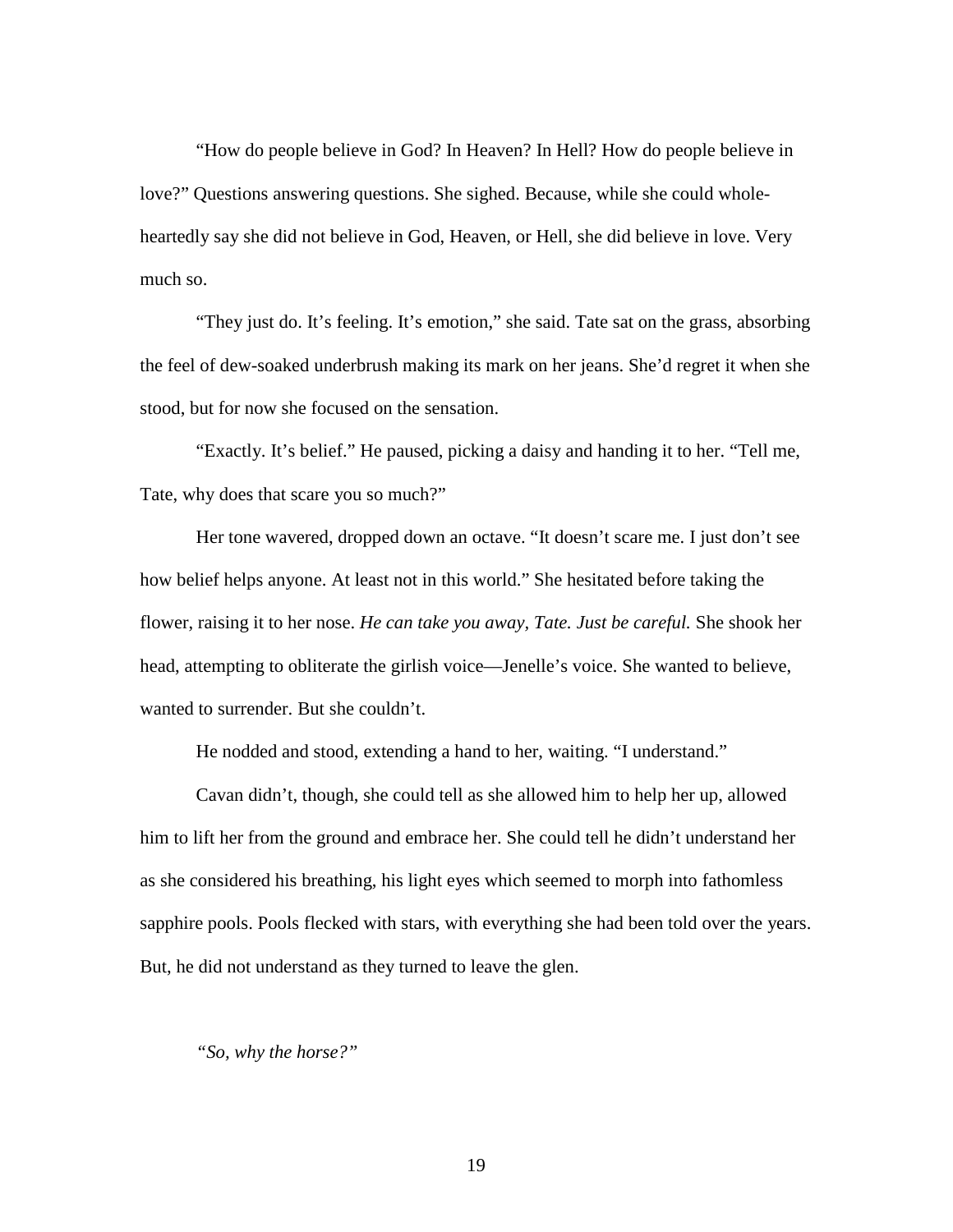"How do people believe in God? In Heaven? In Hell? How do people believe in love?" Questions answering questions. She sighed. Because, while she could whole-heartedly say she did not believe in God, Heaven, or Hell, she did believe in love. Very much so.

"They just do. It's feeling. It's emotion," she said. Tate sat on the grass, absorbing the feel of dew-soaked underbrush making its mark on her jeans. She'd regret it when she stood, but for now she focused on the sensation.

"Exactly. It's belief." He paused, picking a daisy and handing it to her. "Tell me, Tate, why does that scare you so much?"

Her tone wavered, dropped down an octave. "It doesn't scare me. I just don't see how belief helps anyone. At least not in this world." She hesitated before taking the flower, raising it to her nose. *He can take you away, Tate. Just be careful.* She shook her head, attempting to obliterate the girlish voice—Jenelle's voice. She wanted to believe, wanted to surrender. But she couldn't.

He nodded and stood, extending a hand to her, waiting. "I understand."

Cavan didn't, though, she could tell as she allowed him to help her up, allowed him to lift her from the ground and embrace her. She could tell he didn't understand her as she considered his breathing, his light eyes which seemed to morph into fathomless sapphire pools. Pools flecked with stars, with everything she had been told over the years. But, he did not understand as they turned to leave the glen.

*"So, why the horse?"*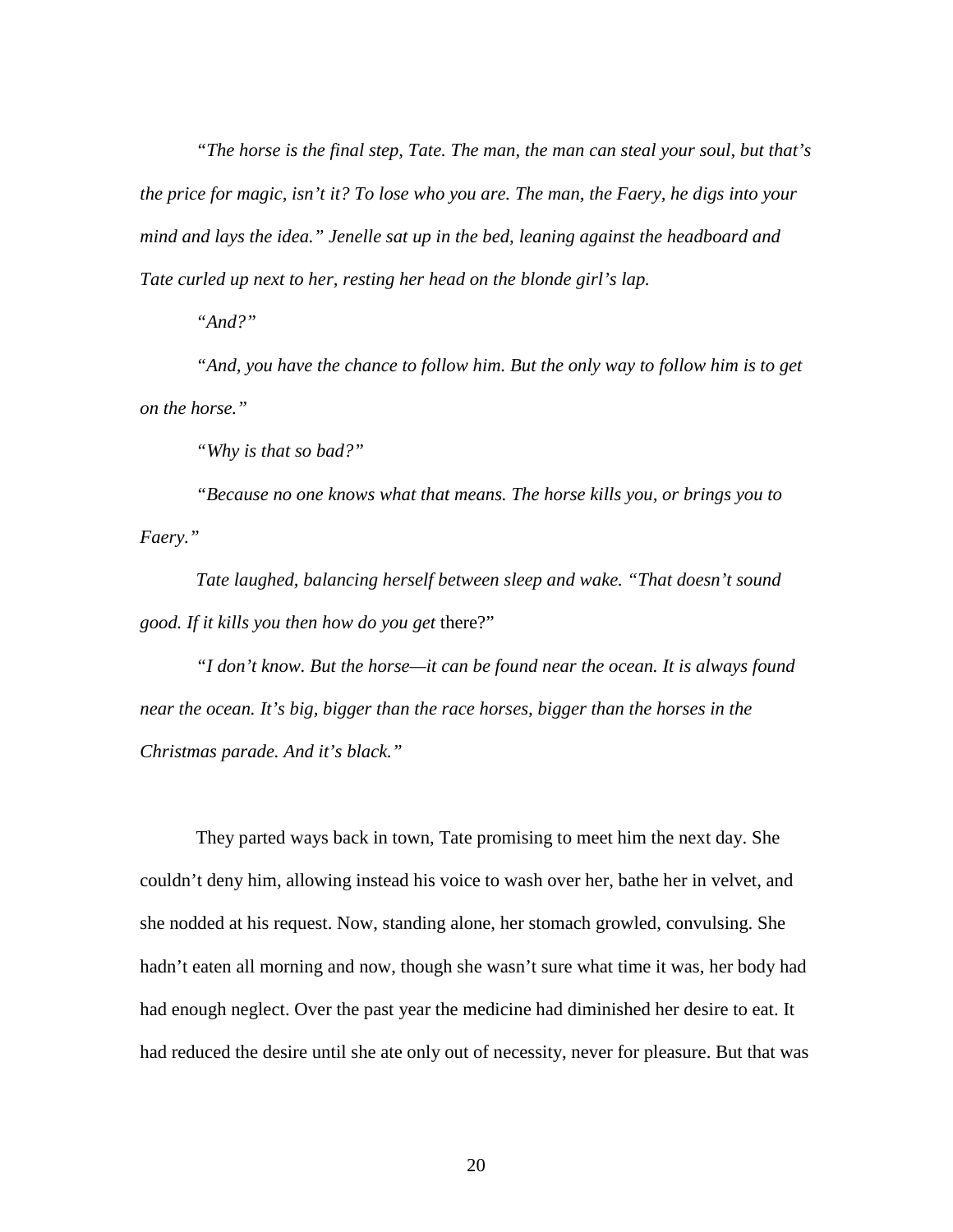*"The horse is the final step, Tate. The man, the man can steal your soul, but that's the price for magic, isn't it? To lose who you are. The man, the Faery, he digs into your mind and lays the idea." Jenelle sat up in the bed, leaning against the headboard and Tate curled up next to her, resting her head on the blonde girl's lap.*

*"And?"*

*"And, you have the chance to follow him. But the only way to follow him is to get on the horse."*

*"Why is that so bad?"*

*"Because no one knows what that means. The horse kills you, or brings you to Faery."*

*Tate laughed, balancing herself between sleep and wake. "That doesn't sound good. If it kills you then how do you get* there?"

*"I don't know. But the horse—it can be found near the ocean. It is always found near the ocean. It's big, bigger than the race horses, bigger than the horses in the Christmas parade. And it's black."*

They parted ways back in town, Tate promising to meet him the next day. She couldn't deny him, allowing instead his voice to wash over her, bathe her in velvet, and she nodded at his request. Now, standing alone, her stomach growled, convulsing. She hadn't eaten all morning and now, though she wasn't sure what time it was, her body had had enough neglect. Over the past year the medicine had diminished her desire to eat. It had reduced the desire until she ate only out of necessity, never for pleasure. But that was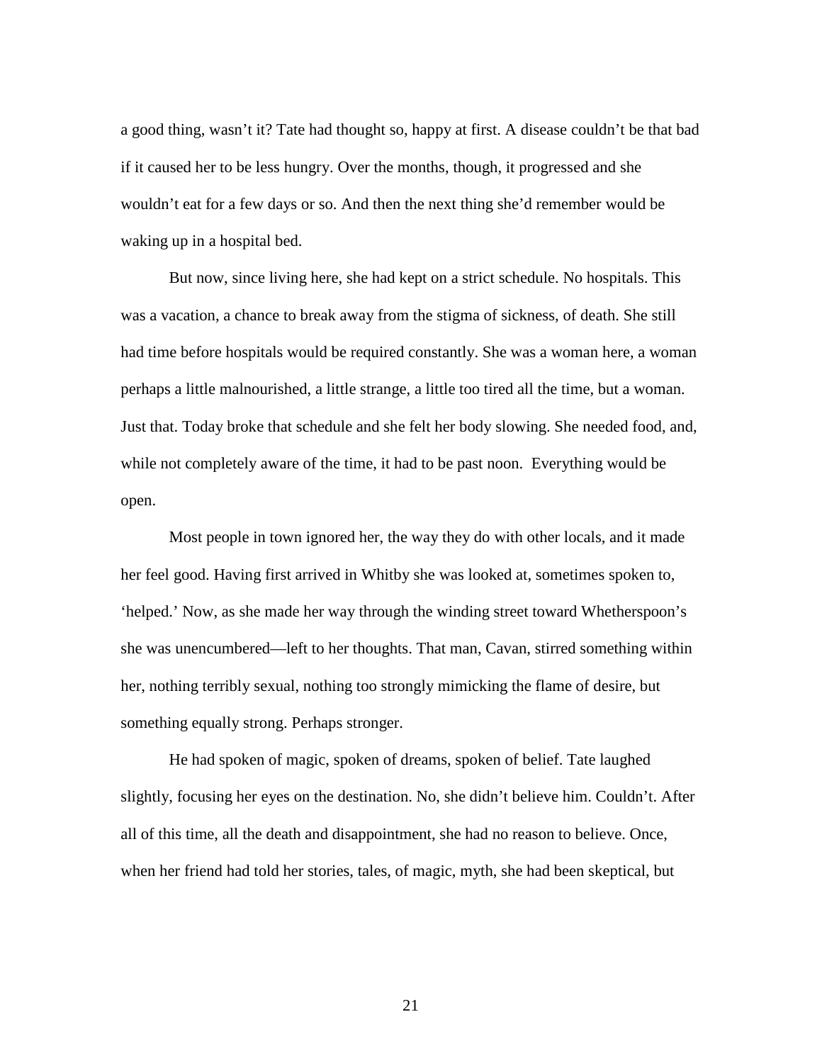a good thing, wasn't it? Tate had thought so, happy at first. A disease couldn't be that bad if it caused her to be less hungry. Over the months, though, it progressed and she wouldn't eat for a few days or so. And then the next thing she'd remember would be waking up in a hospital bed.

But now, since living here, she had kept on a strict schedule. No hospitals. This was a vacation, a chance to break away from the stigma of sickness, of death. She still had time before hospitals would be required constantly. She was a woman here, a woman perhaps a little malnourished, a little strange, a little too tired all the time, but a woman. Just that. Today broke that schedule and she felt her body slowing. She needed food, and, while not completely aware of the time, it had to be past noon. Everything would be open.

Most people in town ignored her, the way they do with other locals, and it made her feel good. Having first arrived in Whitby she was looked at, sometimes spoken to, 'helped.' Now, as she made her way through the winding street toward Whetherspoon's she was unencumbered—left to her thoughts. That man, Cavan, stirred something within her, nothing terribly sexual, nothing too strongly mimicking the flame of desire, but something equally strong. Perhaps stronger.

He had spoken of magic, spoken of dreams, spoken of belief. Tate laughed slightly, focusing her eyes on the destination. No, she didn't believe him. Couldn't. After all of this time, all the death and disappointment, she had no reason to believe. Once, when her friend had told her stories, tales, of magic, myth, she had been skeptical, but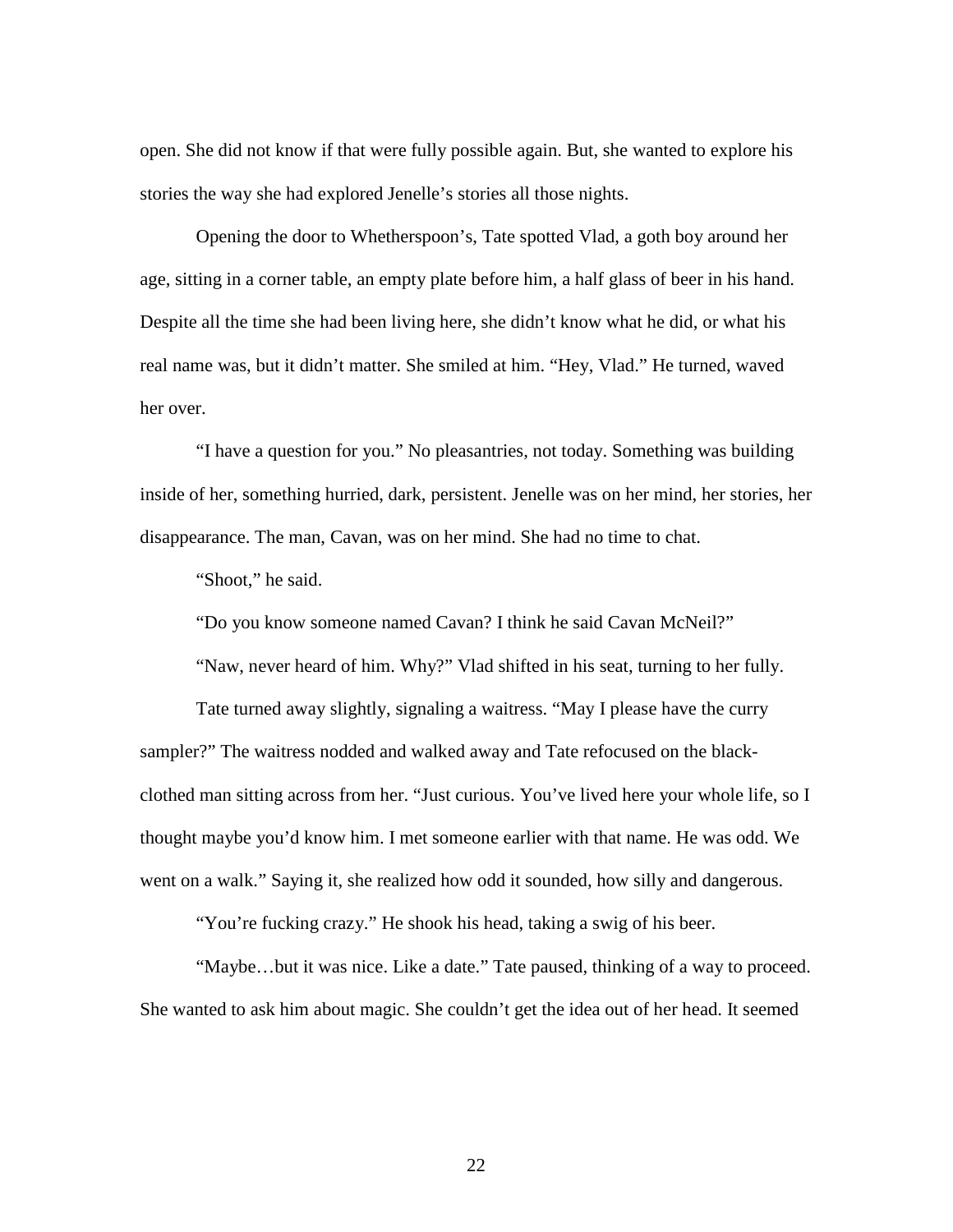open. She did not know if that were fully possible again. But, she wanted to explore his stories the way she had explored Jenelle's stories all those nights.

Opening the door to Whetherspoon's, Tate spotted Vlad, a goth boy around her age, sitting in a corner table, an empty plate before him, a half glass of beer in his hand. Despite all the time she had been living here, she didn't know what he did, or what his real name was, but it didn't matter. She smiled at him. "Hey, Vlad." He turned, waved her over.

"I have a question for you." No pleasantries, not today. Something was building inside of her, something hurried, dark, persistent. Jenelle was on her mind, her stories, her disappearance. The man, Cavan, was on her mind. She had no time to chat.

"Shoot," he said.

"Do you know someone named Cavan? I think he said Cavan McNeil?"

"Naw, never heard of him. Why?" Vlad shifted in his seat, turning to her fully.

Tate turned away slightly, signaling a waitress. "May I please have the curry sampler?" The waitress nodded and walked away and Tate refocused on the black-clothed man sitting across from her. "Just curious. You've lived here your whole life, so I thought maybe you'd know him. I met someone earlier with that name. He was odd. We went on a walk." Saying it, she realized how odd it sounded, how silly and dangerous.

"You're fucking crazy." He shook his head, taking a swig of his beer.

"Maybe…but it was nice. Like a date." Tate paused, thinking of a way to proceed. She wanted to ask him about magic. She couldn't get the idea out of her head. It seemed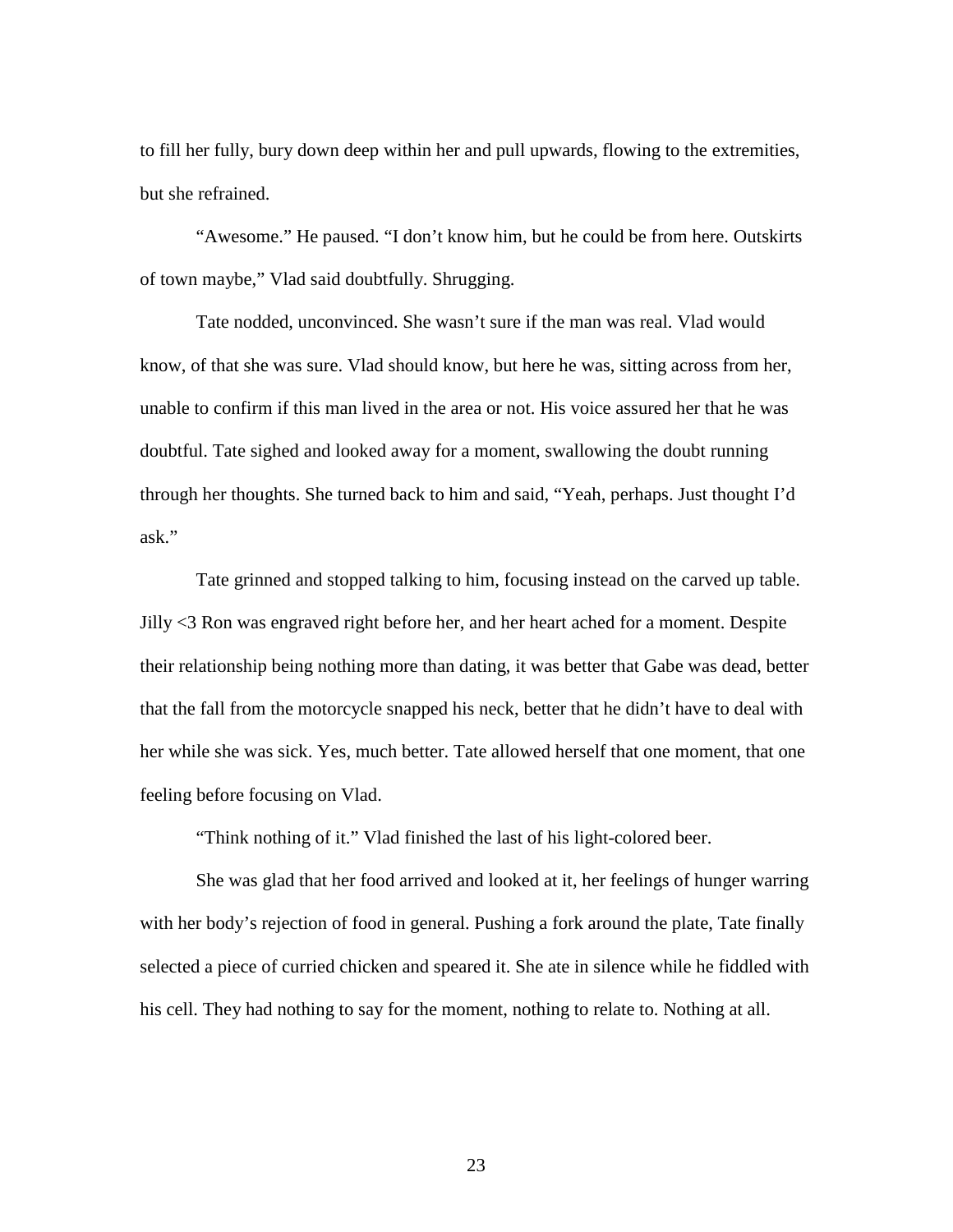to fill her fully, bury down deep within her and pull upwards, flowing to the extremities, but she refrained.

"Awesome." He paused. "I don't know him, but he could be from here. Outskirts of town maybe," Vlad said doubtfully. Shrugging.

Tate nodded, unconvinced. She wasn't sure if the man was real. Vlad would know, of that she was sure. Vlad should know, but here he was, sitting across from her, unable to confirm if this man lived in the area or not. His voice assured her that he was doubtful. Tate sighed and looked away for a moment, swallowing the doubt running through her thoughts. She turned back to him and said, "Yeah, perhaps. Just thought I'd ask."

Tate grinned and stopped talking to him, focusing instead on the carved up table. Jilly <3 Ron was engraved right before her, and her heart ached for a moment. Despite their relationship being nothing more than dating, it was better that Gabe was dead, better that the fall from the motorcycle snapped his neck, better that he didn't have to deal with her while she was sick. Yes, much better. Tate allowed herself that one moment, that one feeling before focusing on Vlad.

"Think nothing of it." Vlad finished the last of his light-colored beer.

She was glad that her food arrived and looked at it, her feelings of hunger warring with her body's rejection of food in general. Pushing a fork around the plate, Tate finally selected a piece of curried chicken and speared it. She ate in silence while he fiddled with his cell. They had nothing to say for the moment, nothing to relate to. Nothing at all.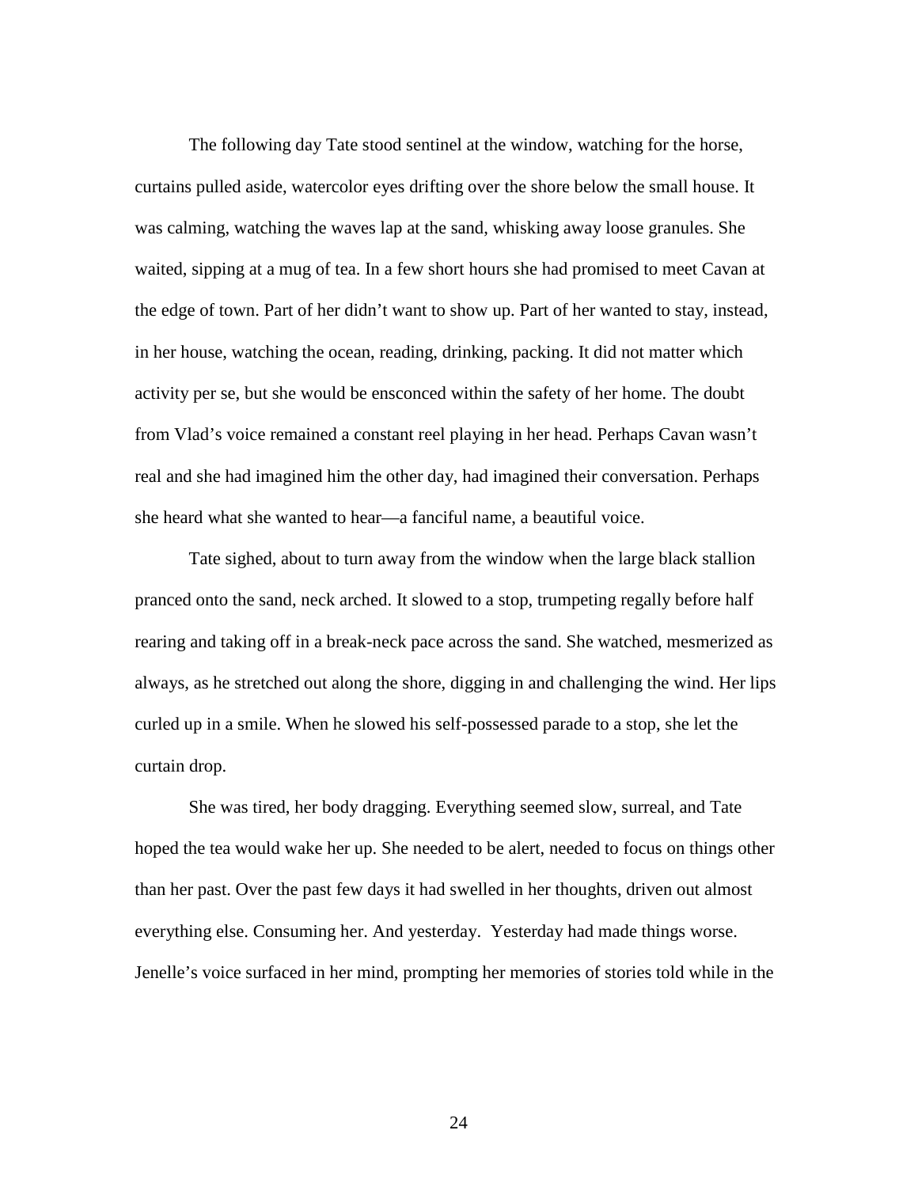The following day Tate stood sentinel at the window, watching for the horse, curtains pulled aside, watercolor eyes drifting over the shore below the small house. It was calming, watching the waves lap at the sand, whisking away loose granules. She waited, sipping at a mug of tea. In a few short hours she had promised to meet Cavan at the edge of town. Part of her didn't want to show up. Part of her wanted to stay, instead, in her house, watching the ocean, reading, drinking, packing. It did not matter which activity per se, but she would be ensconced within the safety of her home. The doubt from Vlad's voice remained a constant reel playing in her head. Perhaps Cavan wasn't real and she had imagined him the other day, had imagined their conversation. Perhaps she heard what she wanted to hear—a fanciful name, a beautiful voice.

Tate sighed, about to turn away from the window when the large black stallion pranced onto the sand, neck arched. It slowed to a stop, trumpeting regally before half rearing and taking off in a break-neck pace across the sand. She watched, mesmerized as always, as he stretched out along the shore, digging in and challenging the wind. Her lips curled up in a smile. When he slowed his self-possessed parade to a stop, she let the curtain drop.

She was tired, her body dragging. Everything seemed slow, surreal, and Tate hoped the tea would wake her up. She needed to be alert, needed to focus on things other than her past. Over the past few days it had swelled in her thoughts, driven out almost everything else. Consuming her. And yesterday. Yesterday had made things worse. Jenelle's voice surfaced in her mind, prompting her memories of stories told while in the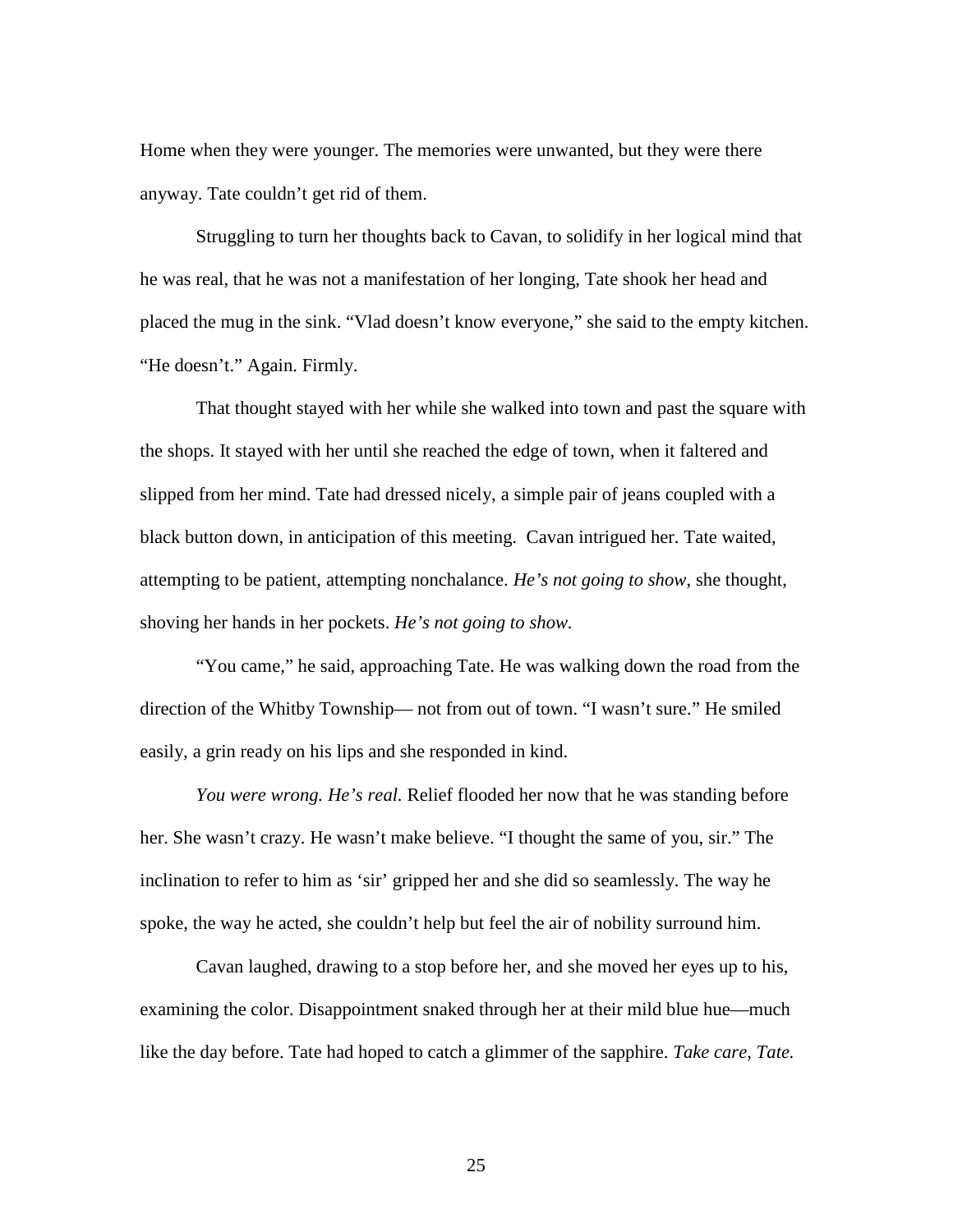Home when they were younger. The memories were unwanted, but they were there anyway. Tate couldn't get rid of them.

Struggling to turn her thoughts back to Cavan, to solidify in her logical mind that he was real, that he was not a manifestation of her longing, Tate shook her head and placed the mug in the sink. "Vlad doesn't know everyone," she said to the empty kitchen. "He doesn't." Again. Firmly.

That thought stayed with her while she walked into town and past the square with the shops. It stayed with her until she reached the edge of town, when it faltered and slipped from her mind. Tate had dressed nicely, a simple pair of jeans coupled with a black button down, in anticipation of this meeting. Cavan intrigued her. Tate waited, attempting to be patient, attempting nonchalance. *He's not going to show*, she thought, shoving her hands in her pockets. *He's not going to show.*

"You came," he said, approaching Tate. He was walking down the road from the direction of the Whitby Township— not from out of town. "I wasn't sure." He smiled easily, a grin ready on his lips and she responded in kind.

*You were wrong. He's real.* Relief flooded her now that he was standing before her. She wasn't crazy. He wasn't make believe. "I thought the same of you, sir." The inclination to refer to him as 'sir' gripped her and she did so seamlessly. The way he spoke, the way he acted, she couldn't help but feel the air of nobility surround him.

Cavan laughed, drawing to a stop before her, and she moved her eyes up to his, examining the color. Disappointment snaked through her at their mild blue hue—much like the day before. Tate had hoped to catch a glimmer of the sapphire. *Take care, Tate.*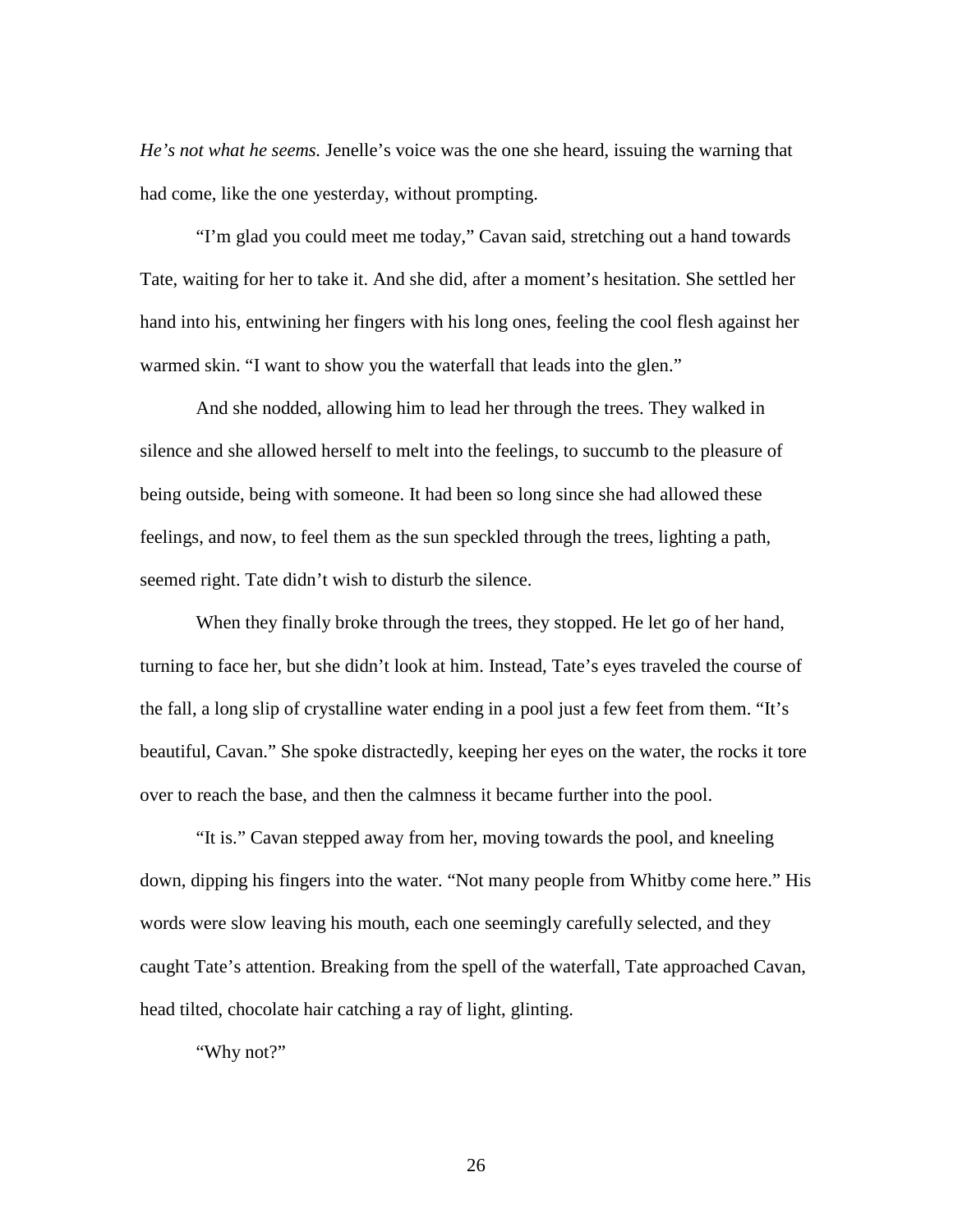*He's not what he seems.* Jenelle's voice was the one she heard, issuing the warning that had come, like the one yesterday, without prompting.

"I'm glad you could meet me today," Cavan said, stretching out a hand towards Tate, waiting for her to take it. And she did, after a moment's hesitation. She settled her hand into his, entwining her fingers with his long ones, feeling the cool flesh against her warmed skin. "I want to show you the waterfall that leads into the glen."

And she nodded, allowing him to lead her through the trees. They walked in silence and she allowed herself to melt into the feelings, to succumb to the pleasure of being outside, being with someone. It had been so long since she had allowed these feelings, and now, to feel them as the sun speckled through the trees, lighting a path, seemed right. Tate didn't wish to disturb the silence.

When they finally broke through the trees, they stopped. He let go of her hand, turning to face her, but she didn't look at him. Instead, Tate's eyes traveled the course of the fall, a long slip of crystalline water ending in a pool just a few feet from them. "It's beautiful, Cavan." She spoke distractedly, keeping her eyes on the water, the rocks it tore over to reach the base, and then the calmness it became further into the pool.

"It is." Cavan stepped away from her, moving towards the pool, and kneeling down, dipping his fingers into the water. "Not many people from Whitby come here." His words were slow leaving his mouth, each one seemingly carefully selected, and they caught Tate's attention. Breaking from the spell of the waterfall, Tate approached Cavan, head tilted, chocolate hair catching a ray of light, glinting.

"Why not?"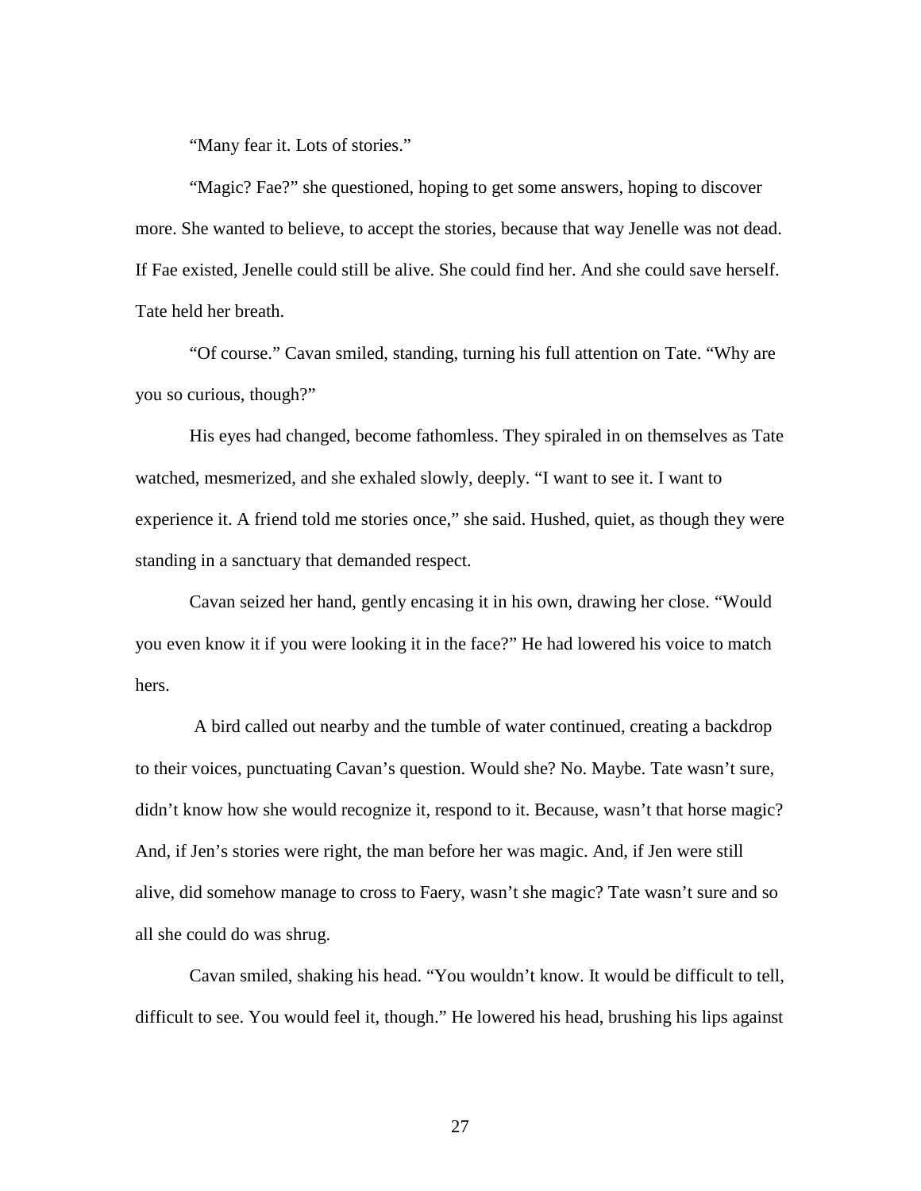"Many fear it. Lots of stories."

"Magic? Fae?" she questioned, hoping to get some answers, hoping to discover more. She wanted to believe, to accept the stories, because that way Jenelle was not dead. If Fae existed, Jenelle could still be alive. She could find her. And she could save herself. Tate held her breath.

"Of course." Cavan smiled, standing, turning his full attention on Tate. "Why are you so curious, though?"

His eyes had changed, become fathomless. They spiraled in on themselves as Tate watched, mesmerized, and she exhaled slowly, deeply. "I want to see it. I want to experience it. A friend told me stories once," she said. Hushed, quiet, as though they were standing in a sanctuary that demanded respect.

Cavan seized her hand, gently encasing it in his own, drawing her close. "Would you even know it if you were looking it in the face?" He had lowered his voice to match hers.

A bird called out nearby and the tumble of water continued, creating a backdrop to their voices, punctuating Cavan's question. Would she? No. Maybe. Tate wasn't sure, didn't know how she would recognize it, respond to it. Because, wasn't that horse magic? And, if Jen's stories were right, the man before her was magic. And, if Jen were still alive, did somehow manage to cross to Faery, wasn't she magic? Tate wasn't sure and so all she could do was shrug.

Cavan smiled, shaking his head. "You wouldn't know. It would be difficult to tell, difficult to see. You would feel it, though." He lowered his head, brushing his lips against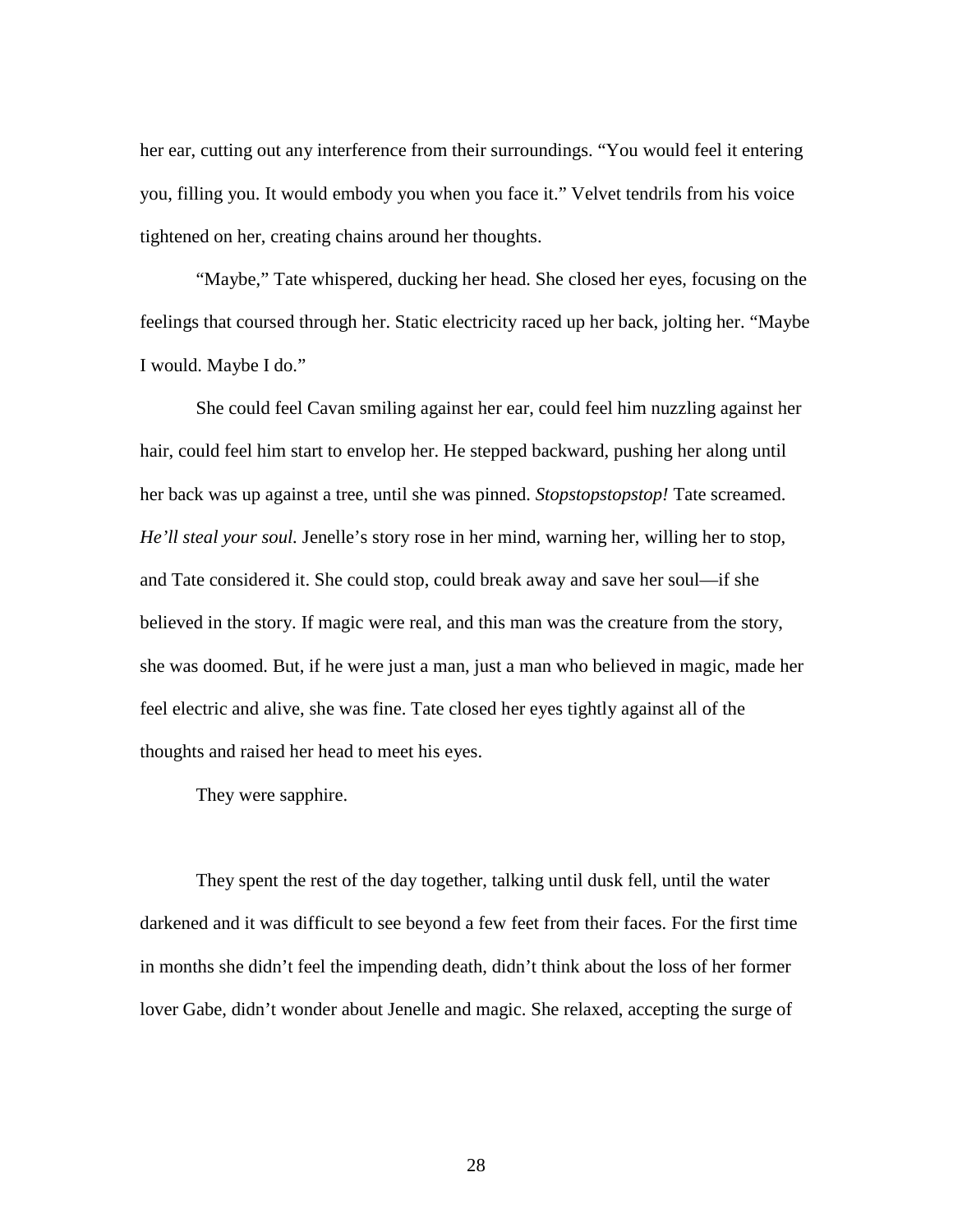her ear, cutting out any interference from their surroundings. "You would feel it entering you, filling you. It would embody you when you face it." Velvet tendrils from his voice tightened on her, creating chains around her thoughts.

"Maybe," Tate whispered, ducking her head. She closed her eyes, focusing on the feelings that coursed through her. Static electricity raced up her back, jolting her. "Maybe I would. Maybe I do."

She could feel Cavan smiling against her ear, could feel him nuzzling against her hair, could feel him start to envelop her. He stepped backward, pushing her along until her back was up against a tree, until she was pinned. *Stopstopstopstop!* Tate screamed. *He'll steal your soul.* Jenelle's story rose in her mind, warning her, willing her to stop, and Tate considered it. She could stop, could break away and save her soul—if she believed in the story. If magic were real, and this man was the creature from the story, she was doomed. But, if he were just a man, just a man who believed in magic, made her feel electric and alive, she was fine. Tate closed her eyes tightly against all of the thoughts and raised her head to meet his eyes.

They were sapphire.

They spent the rest of the day together, talking until dusk fell, until the water darkened and it was difficult to see beyond a few feet from their faces. For the first time in months she didn't feel the impending death, didn't think about the loss of her former lover Gabe, didn't wonder about Jenelle and magic. She relaxed, accepting the surge of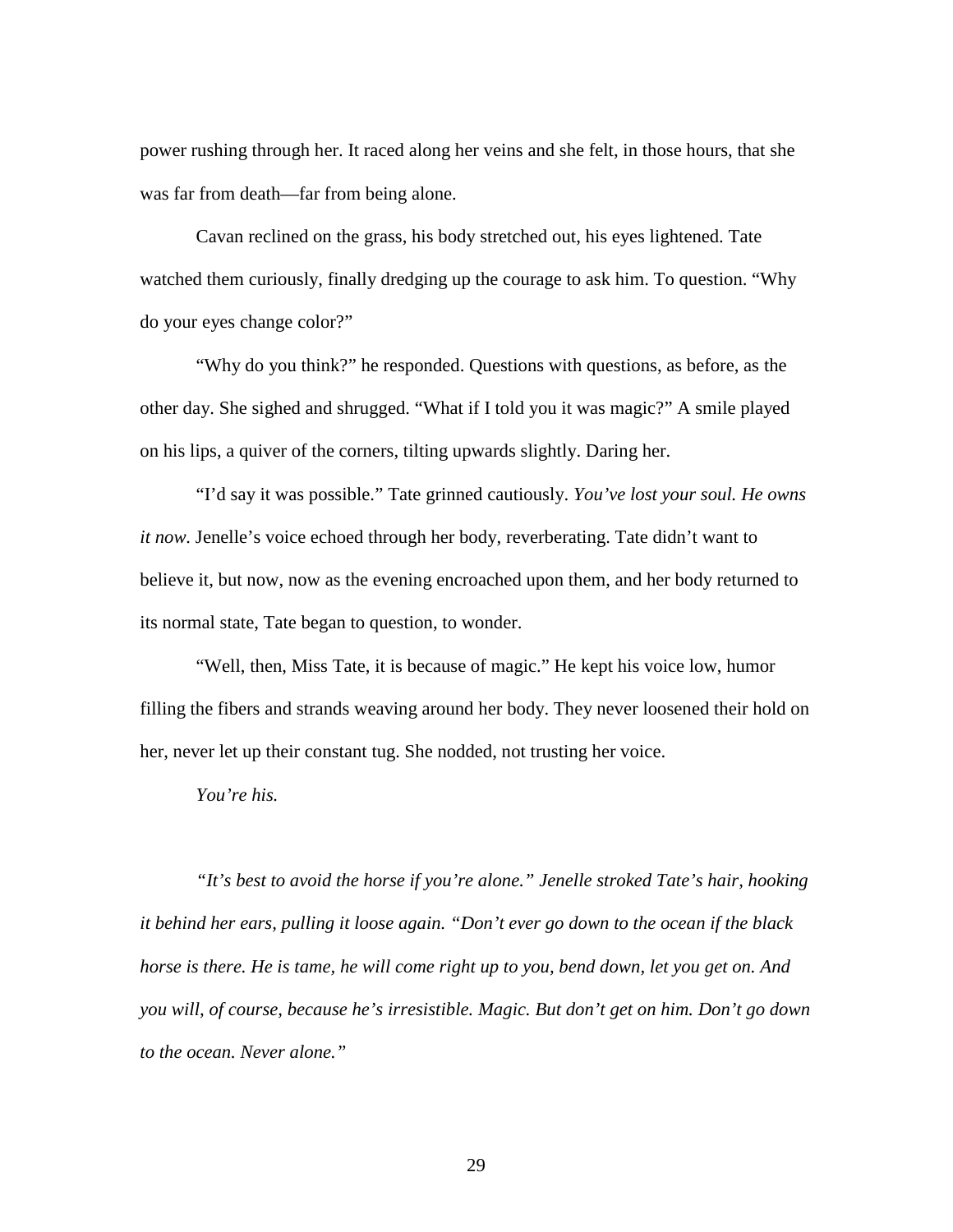power rushing through her. It raced along her veins and she felt, in those hours, that she was far from death—far from being alone.

Cavan reclined on the grass, his body stretched out, his eyes lightened. Tate watched them curiously, finally dredging up the courage to ask him. To question. "Why do your eyes change color?"

"Why do you think?" he responded. Questions with questions, as before, as the other day. She sighed and shrugged. "What if I told you it was magic?" A smile played on his lips, a quiver of the corners, tilting upwards slightly. Daring her.

"I'd say it was possible." Tate grinned cautiously. *You've lost your soul. He owns it now.* Jenelle's voice echoed through her body, reverberating. Tate didn't want to believe it, but now, now as the evening encroached upon them, and her body returned to its normal state, Tate began to question, to wonder.

"Well, then, Miss Tate, it is because of magic." He kept his voice low, humor filling the fibers and strands weaving around her body. They never loosened their hold on her, never let up their constant tug. She nodded, not trusting her voice.

*You're his.*

*"It's best to avoid the horse if you're alone." Jenelle stroked Tate's hair, hooking it behind her ears, pulling it loose again. "Don't ever go down to the ocean if the black horse is there. He is tame, he will come right up to you, bend down, let you get on. And you will, of course, because he's irresistible. Magic. But don't get on him. Don't go down to the ocean. Never alone."*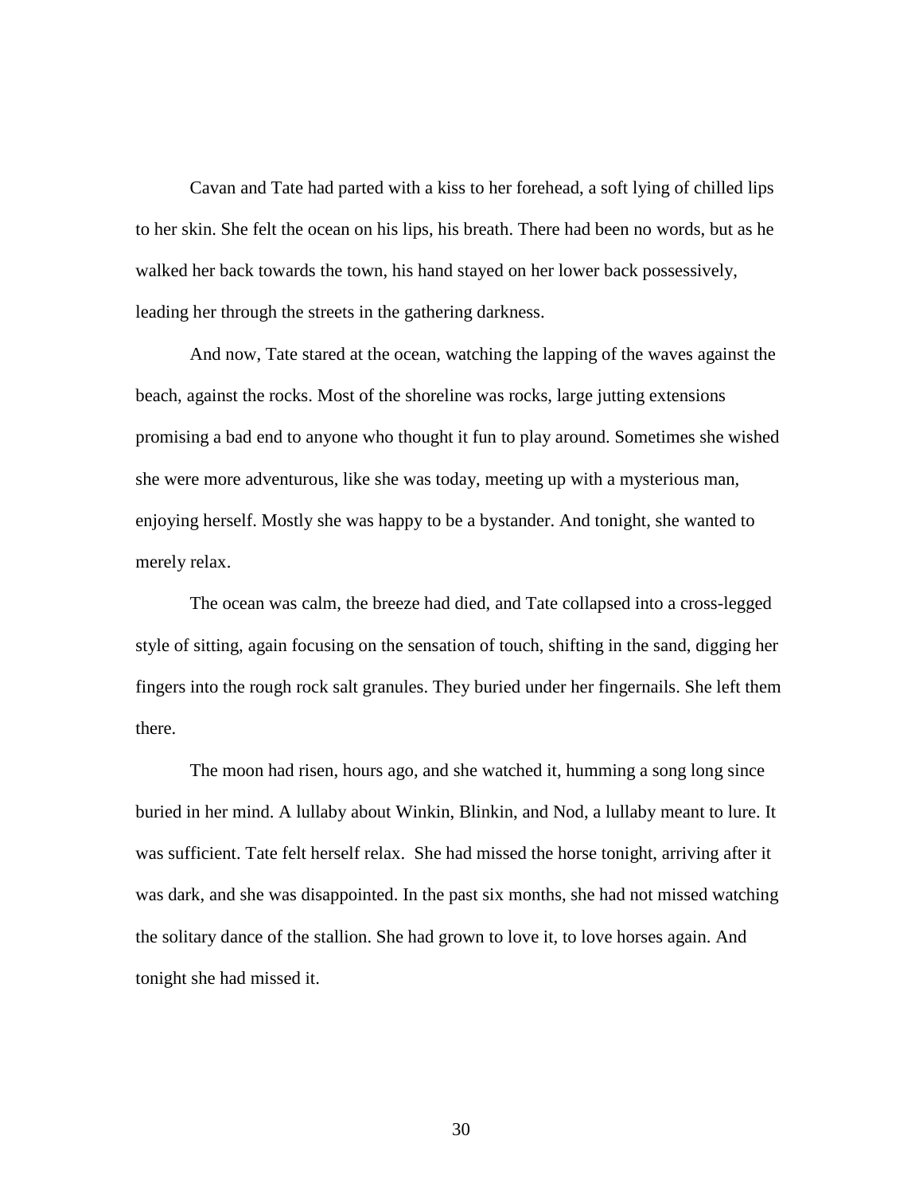Cavan and Tate had parted with a kiss to her forehead, a soft lying of chilled lips to her skin. She felt the ocean on his lips, his breath. There had been no words, but as he walked her back towards the town, his hand stayed on her lower back possessively, leading her through the streets in the gathering darkness.

And now, Tate stared at the ocean, watching the lapping of the waves against the beach, against the rocks. Most of the shoreline was rocks, large jutting extensions promising a bad end to anyone who thought it fun to play around. Sometimes she wished she were more adventurous, like she was today, meeting up with a mysterious man, enjoying herself. Mostly she was happy to be a bystander. And tonight, she wanted to merely relax.

The ocean was calm, the breeze had died, and Tate collapsed into a cross-legged style of sitting, again focusing on the sensation of touch, shifting in the sand, digging her fingers into the rough rock salt granules. They buried under her fingernails. She left them there.

The moon had risen, hours ago, and she watched it, humming a song long since buried in her mind. A lullaby about Winkin, Blinkin, and Nod, a lullaby meant to lure. It was sufficient. Tate felt herself relax. She had missed the horse tonight, arriving after it was dark, and she was disappointed. In the past six months, she had not missed watching the solitary dance of the stallion. She had grown to love it, to love horses again. And tonight she had missed it.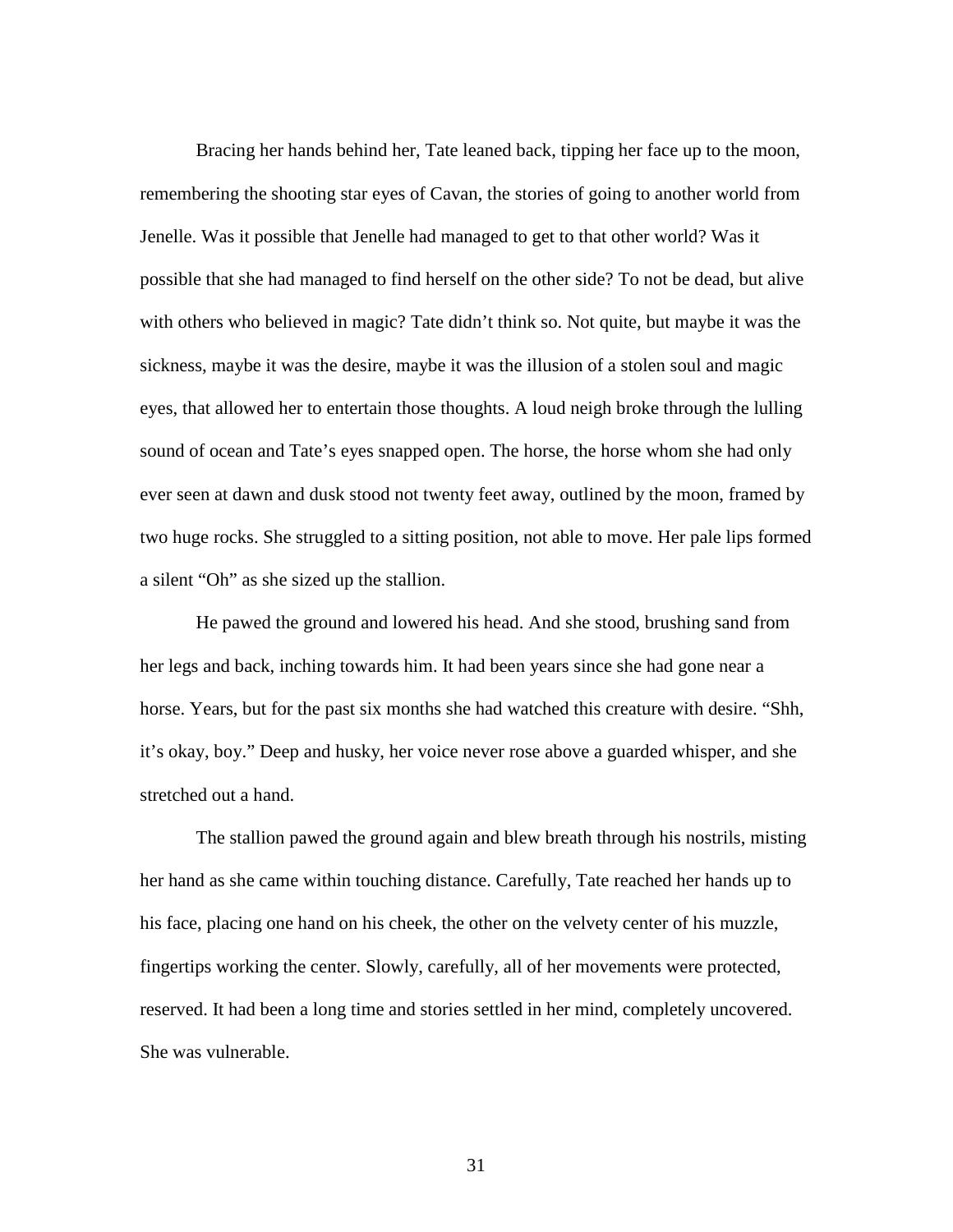Bracing her hands behind her, Tate leaned back, tipping her face up to the moon, remembering the shooting star eyes of Cavan, the stories of going to another world from Jenelle. Was it possible that Jenelle had managed to get to that other world? Was it possible that she had managed to find herself on the other side? To not be dead, but alive with others who believed in magic? Tate didn't think so. Not quite, but maybe it was the sickness, maybe it was the desire, maybe it was the illusion of a stolen soul and magic eyes, that allowed her to entertain those thoughts. A loud neigh broke through the lulling sound of ocean and Tate's eyes snapped open. The horse, the horse whom she had only ever seen at dawn and dusk stood not twenty feet away, outlined by the moon, framed by two huge rocks. She struggled to a sitting position, not able to move. Her pale lips formed a silent "Oh" as she sized up the stallion.

He pawed the ground and lowered his head. And she stood, brushing sand from her legs and back, inching towards him. It had been years since she had gone near a horse. Years, but for the past six months she had watched this creature with desire. "Shh, it's okay, boy." Deep and husky, her voice never rose above a guarded whisper, and she stretched out a hand.

The stallion pawed the ground again and blew breath through his nostrils, misting her hand as she came within touching distance. Carefully, Tate reached her hands up to his face, placing one hand on his cheek, the other on the velvety center of his muzzle, fingertips working the center. Slowly, carefully, all of her movements were protected, reserved. It had been a long time and stories settled in her mind, completely uncovered. She was vulnerable.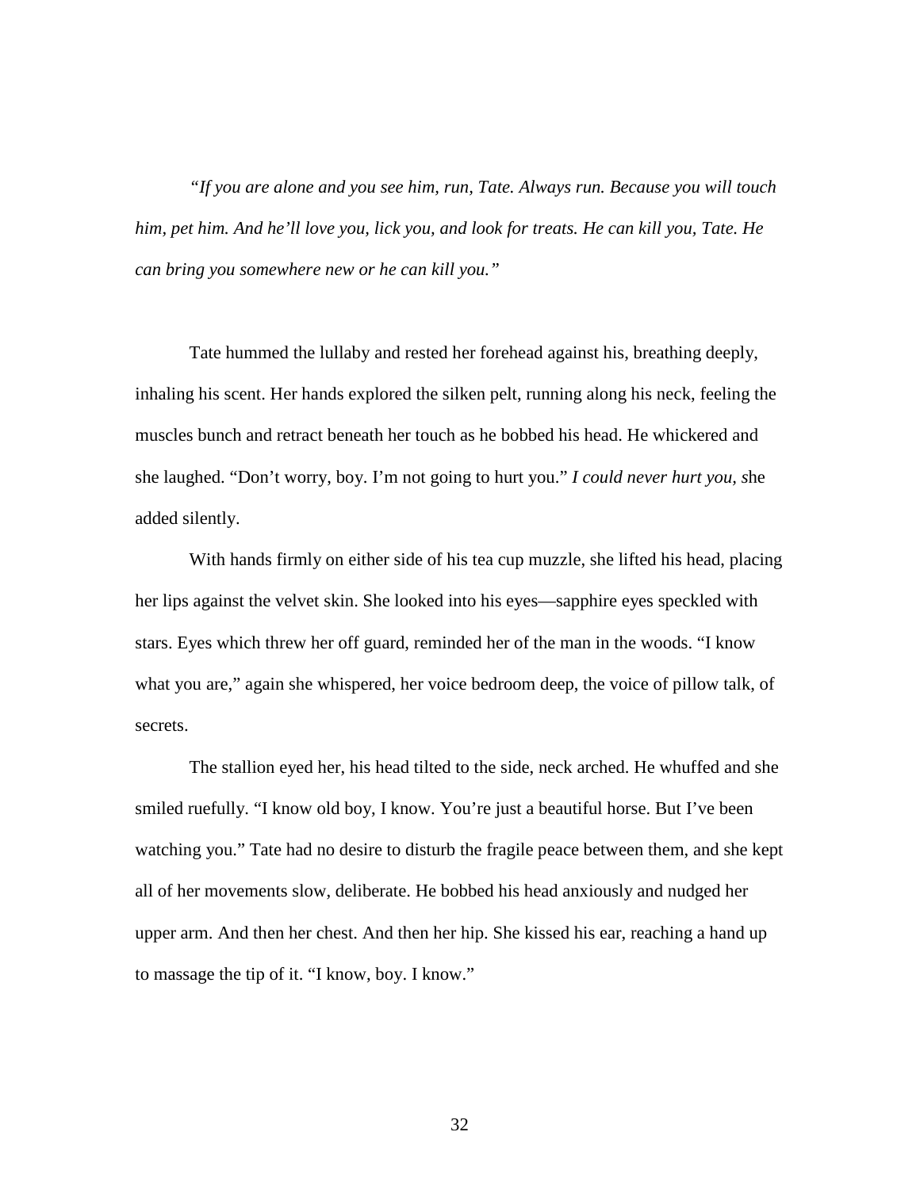*"If you are alone and you see him, run, Tate. Always run. Because you will touch him, pet him. And he'll love you, lick you, and look for treats. He can kill you, Tate. He can bring you somewhere new or he can kill you."*

Tate hummed the lullaby and rested her forehead against his, breathing deeply, inhaling his scent. Her hands explored the silken pelt, running along his neck, feeling the muscles bunch and retract beneath her touch as he bobbed his head. He whickered and she laughed. "Don't worry, boy. I'm not going to hurt you." *I could never hurt you,* she added silently.

With hands firmly on either side of his tea cup muzzle, she lifted his head, placing her lips against the velvet skin. She looked into his eyes—sapphire eyes speckled with stars. Eyes which threw her off guard, reminded her of the man in the woods. "I know what you are," again she whispered, her voice bedroom deep, the voice of pillow talk, of secrets.

The stallion eyed her, his head tilted to the side, neck arched. He whuffed and she smiled ruefully. "I know old boy, I know. You're just a beautiful horse. But I've been watching you." Tate had no desire to disturb the fragile peace between them, and she kept all of her movements slow, deliberate. He bobbed his head anxiously and nudged her upper arm. And then her chest. And then her hip. She kissed his ear, reaching a hand up to massage the tip of it. "I know, boy. I know."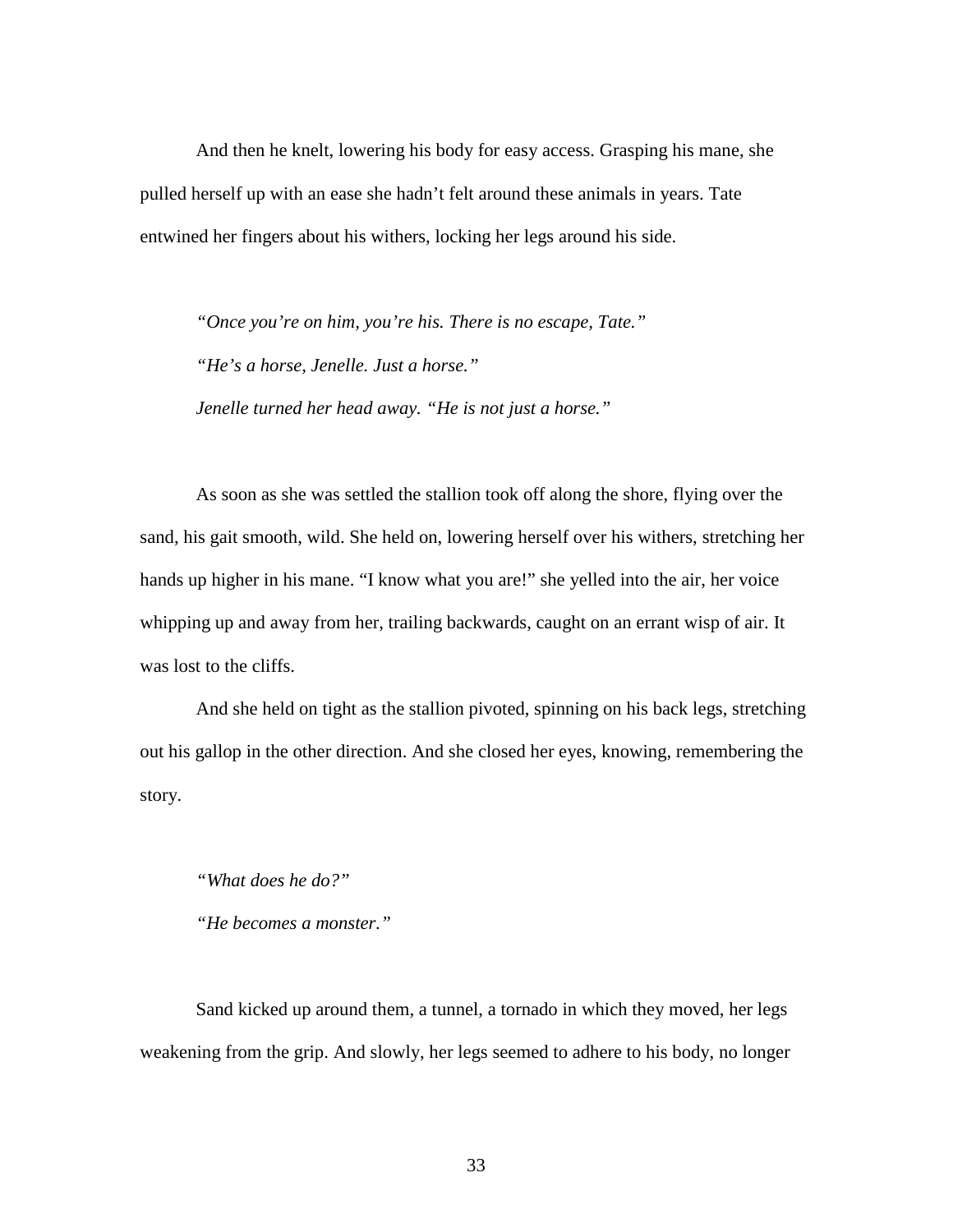And then he knelt, lowering his body for easy access. Grasping his mane, she pulled herself up with an ease she hadn't felt around these animals in years. Tate entwined her fingers about his withers, locking her legs around his side.

*"Once you're on him, you're his. There is no escape, Tate."*

*"He's a horse, Jenelle. Just a horse."*

*Jenelle turned her head away. "He is not just a horse."*

As soon as she was settled the stallion took off along the shore, flying over the sand, his gait smooth, wild. She held on, lowering herself over his withers, stretching her hands up higher in his mane. "I know what you are!" she yelled into the air, her voice whipping up and away from her, trailing backwards, caught on an errant wisp of air. It was lost to the cliffs.

And she held on tight as the stallion pivoted, spinning on his back legs, stretching out his gallop in the other direction. And she closed her eyes, knowing, remembering the story.

*"What does he do?"*

*"He becomes a monster."*

Sand kicked up around them, a tunnel, a tornado in which they moved, her legs weakening from the grip. And slowly, her legs seemed to adhere to his body, no longer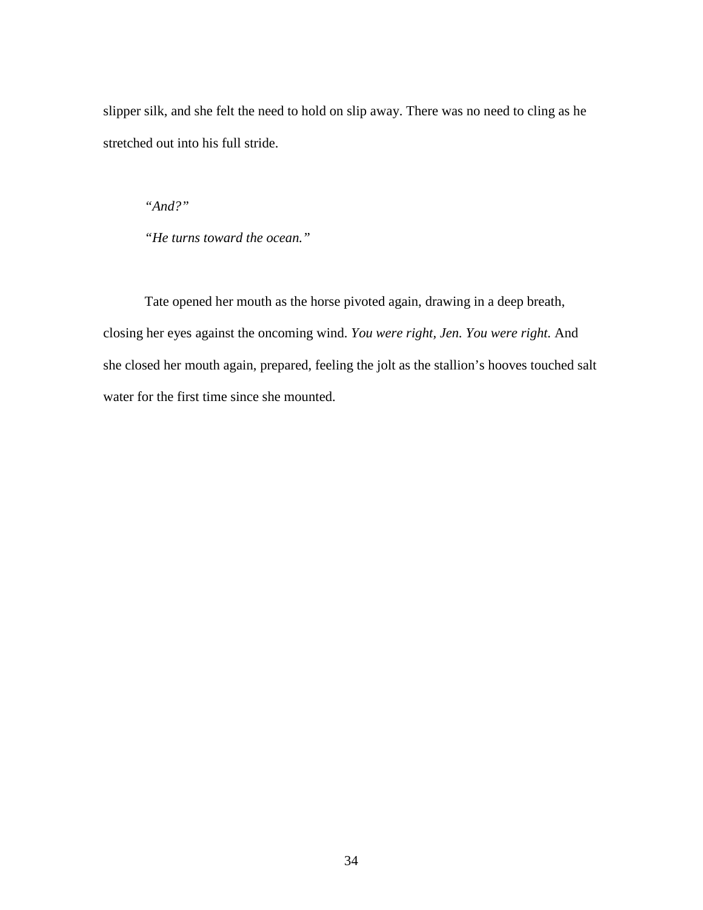slipper silk, and she felt the need to hold on slip away. There was no need to cling as he stretched out into his full stride.

*"And?"*

*"He turns toward the ocean."*

Tate opened her mouth as the horse pivoted again, drawing in a deep breath, closing her eyes against the oncoming wind. *You were right, Jen. You were right.* And she closed her mouth again, prepared, feeling the jolt as the stallion's hooves touched salt water for the first time since she mounted.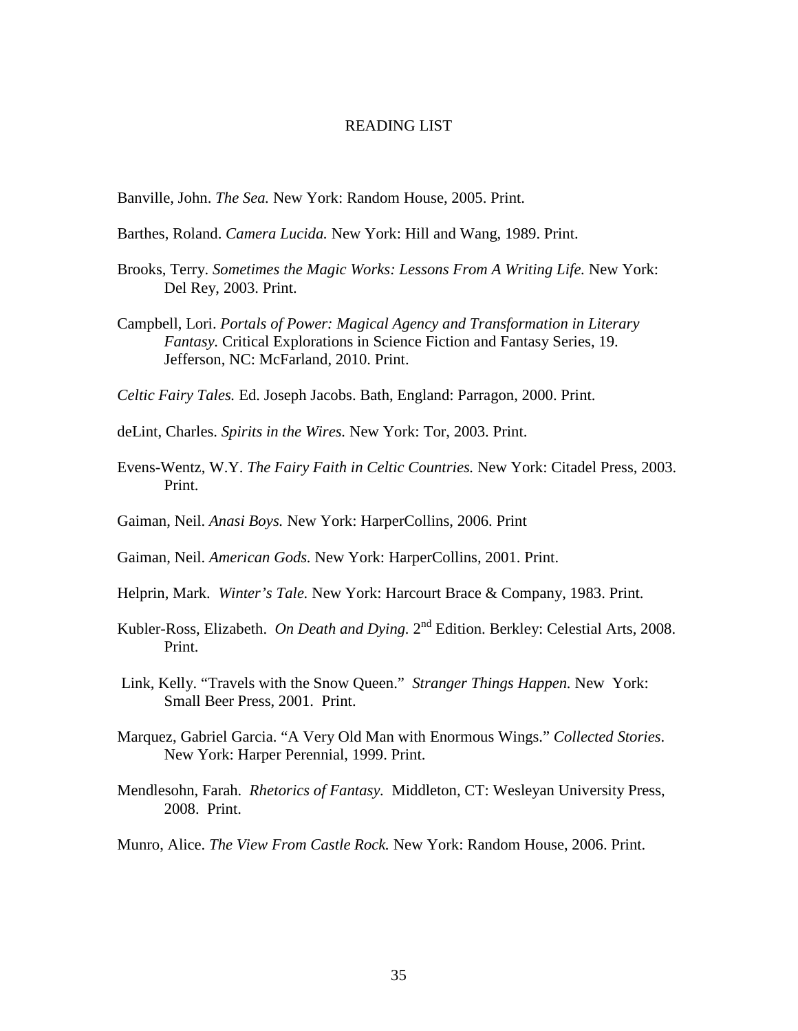# READING LIST

Banville, John. *The Sea.* New York: Random House, 2005. Print.

Barthes, Roland. *Camera Lucida.* New York: Hill and Wang, 1989. Print.

Brooks, Terry. *Sometimes the Magic Works: Lessons From A Writing Life.* New York: Del Rey, 2003. Print.

Campbell, Lori. *Portals of Power: Magical Agency and Transformation in Literary Fantasy.* Critical Explorations in Science Fiction and Fantasy Series, 19. Jefferson, NC: McFarland, 2010. Print.

*Celtic Fairy Tales.* Ed. Joseph Jacobs. Bath, England: Parragon, 2000. Print.

deLint, Charles. *Spirits in the Wires.* New York: Tor, 2003. Print.

Evens-Wentz, W.Y. *The Fairy Faith in Celtic Countries.* New York: Citadel Press, 2003. Print.

Gaiman, Neil. *Anasi Boys.* New York: HarperCollins, 2006. Print

Gaiman, Neil. *American Gods.* New York: HarperCollins, 2001. Print.

Helprin, Mark. *Winter's Tale.* New York: Harcourt Brace & Company, 1983. Print.

Kubler-Ross, Elizabeth. *On Death and Dying.* 2nd Edition. Berkley: Celestial Arts, 2008. Print.

Link, Kelly. "Travels with the Snow Queen." *Stranger Things Happen.* New York: Small Beer Press, 2001. Print.

Marquez, Gabriel Garcia. "A Very Old Man with Enormous Wings." *Collected Stories*. New York: Harper Perennial, 1999. Print.

Mendlesohn, Farah. *Rhetorics of Fantasy.* Middleton, CT: Wesleyan University Press, 2008. Print.

Munro, Alice. *The View From Castle Rock.* New York: Random House, 2006. Print.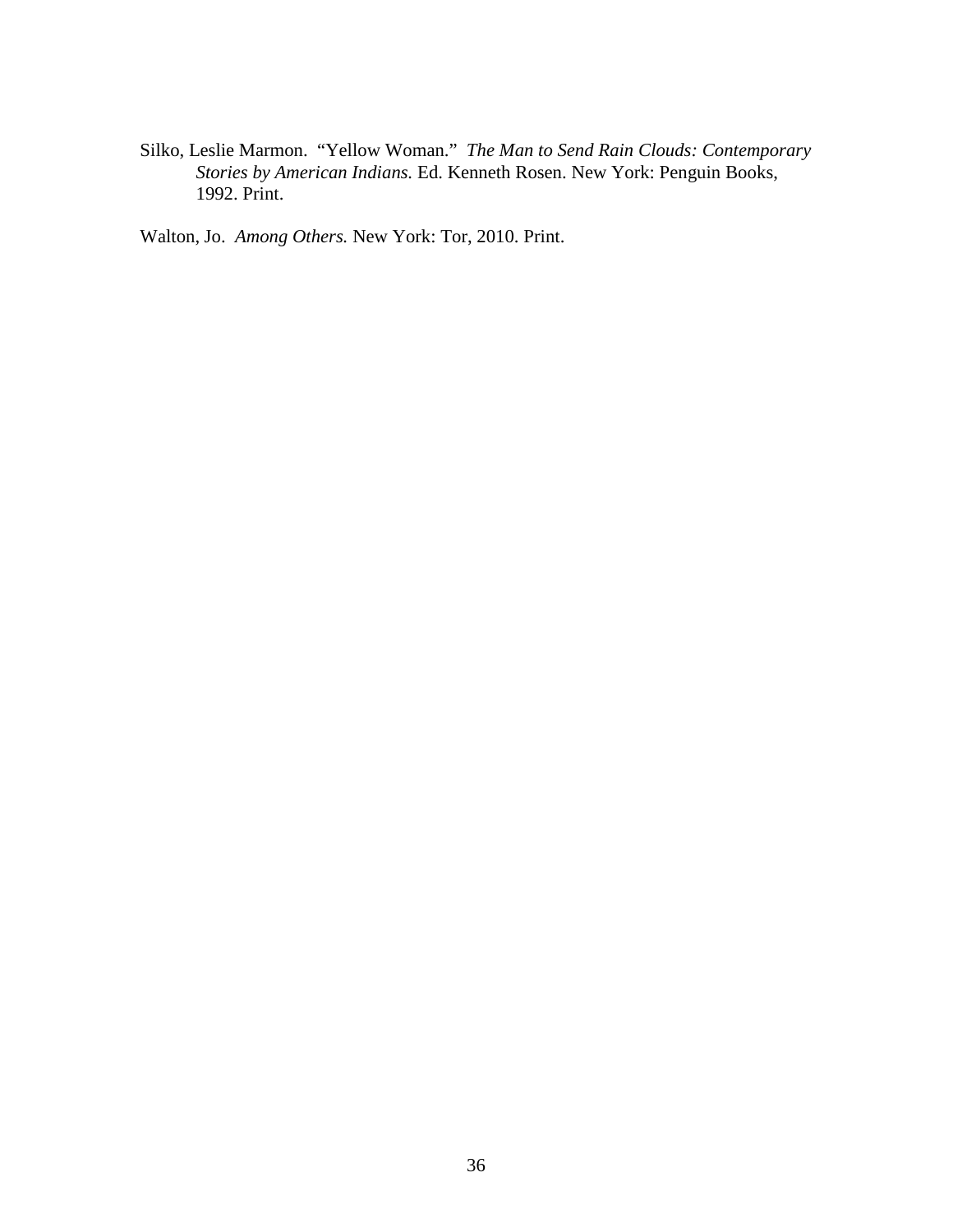Silko, Leslie Marmon. "Yellow Woman." *The Man to Send Rain Clouds: Contemporary Stories by American Indians.* Ed. Kenneth Rosen. New York: Penguin Books, 1992. Print.

Walton, Jo. *Among Others.* New York: Tor, 2010. Print.